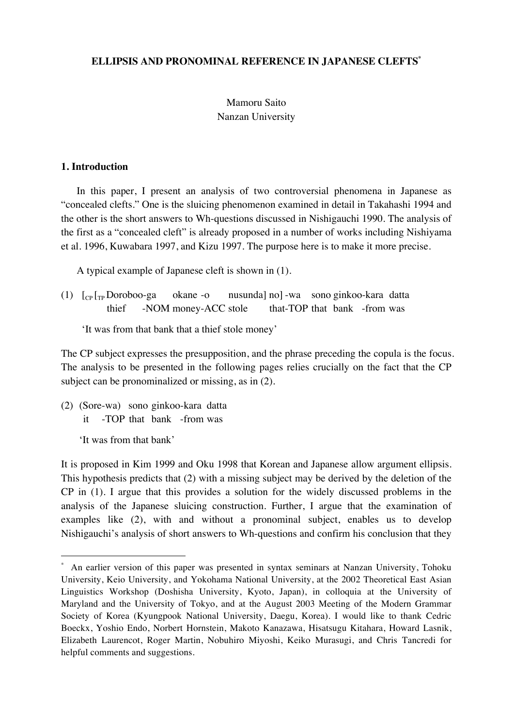**ELLIPSIS AND PRONOMINAL REFERENCE IN JAPANESE CLEFTS***

Mamoru Saito
Nanzan University

## 1. Introduction

In this paper, I present an analysis of two controversial phenomena in Japanese as "concealed clefts." One is the sluicing phenomenon examined in detail in Takahashi 1994 and the other is the short answers to Wh-questions discussed in Nishigauchi 1990. The analysis of the first as a "concealed cleft" is already proposed in a number of works including Nishiyama et al. 1996, Kuwabara 1997, and Kizu 1997. The purpose here is to make it more precise.

A typical example of Japanese cleft is shown in (1).

(1) $[_{CP}\, [_{TP}$ Doroboo-ga okane -o nusunda] no] -wa sono ginkoo-kara datta
   thief -NOM money-ACC stole that-TOP that bank -from was

   'It was from that bank that a thief stole money'

The CP subject expresses the presupposition, and the phrase preceding the copula is the focus. The analysis to be presented in the following pages relies crucially on the fact that the CP subject can be pronominalized or missing, as in (2).

(2) (Sore-wa) sono ginkoo-kara datta
   it -TOP that bank -from was

   'It was from that bank'

It is proposed in Kim 1999 and Oku 1998 that Korean and Japanese allow argument ellipsis. This hypothesis predicts that (2) with a missing subject may be derived by the deletion of the CP in (1). I argue that this provides a solution for the widely discussed problems in the analysis of the Japanese sluicing construction. Further, I argue that the examination of examples like (2), with and without a pronominal subject, enables us to develop Nishigauchi's analysis of short answers to Wh-questions and confirm his conclusion that they

---

* An earlier version of this paper was presented in syntax seminars at Nanzan University, Tohoku University, Keio University, and Yokohama National University, at the 2002 Theoretical East Asian Linguistics Workshop (Doshisha University, Kyoto, Japan), in colloquia at the University of Maryland and the University of Tokyo, and at the August 2003 Meeting of the Modern Grammar Society of Korea (Kyungpook National University, Daegu, Korea). I would like to thank Cedric Boeckx, Yoshio Endo, Norbert Hornstein, Makoto Kanazawa, Hisatsugu Kitahara, Howard Lasnik, Elizabeth Laurencot, Roger Martin, Nobuhiro Miyoshi, Keiko Murasugi, and Chris Tancredi for helpful comments and suggestions.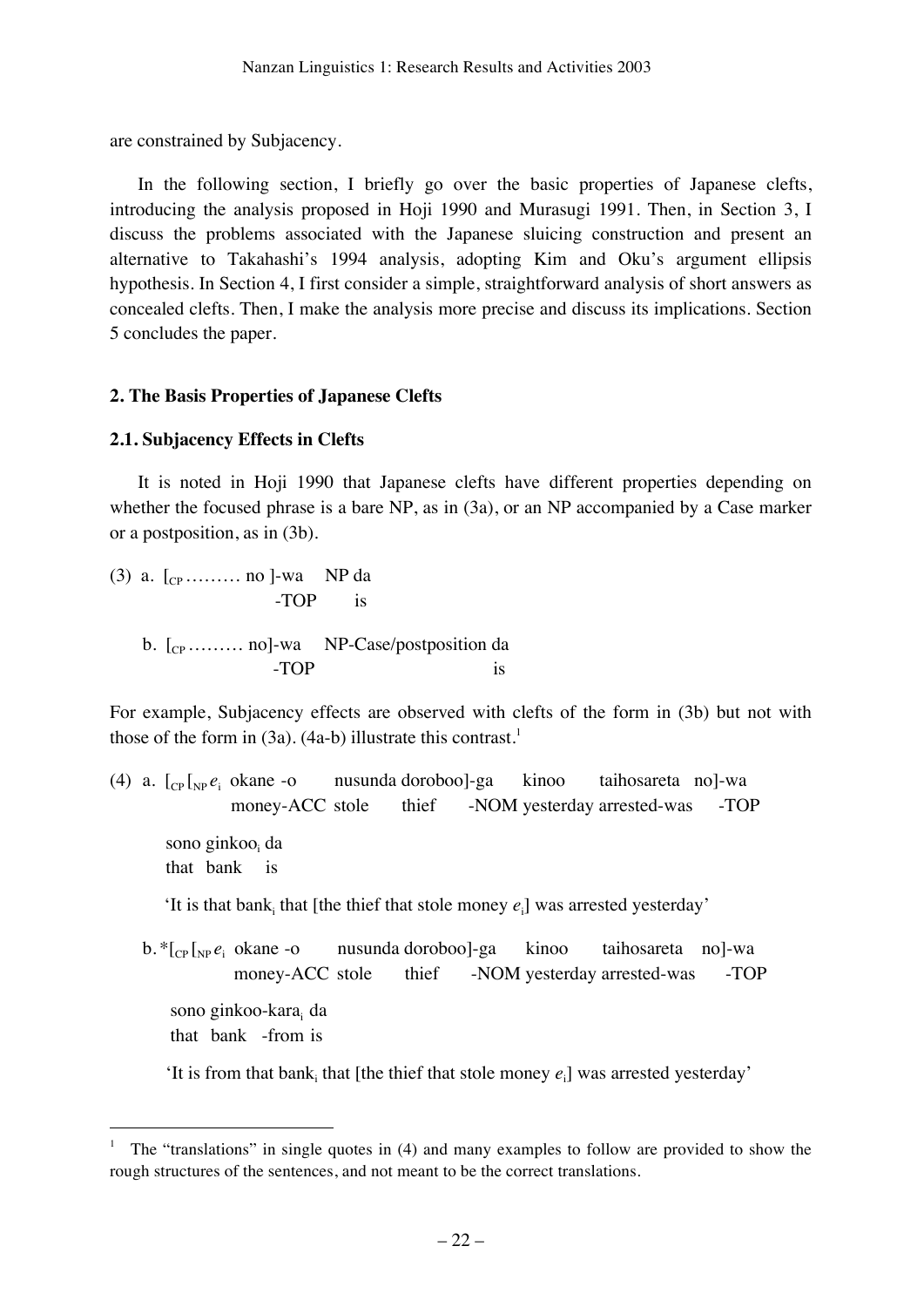are constrained by Subjacency.

In the following section, I briefly go over the basic properties of Japanese clefts, introducing the analysis proposed in Hoji 1990 and Murasugi 1991. Then, in Section 3, I discuss the problems associated with the Japanese sluicing construction and present an alternative to Takahashi's 1994 analysis, adopting Kim and Oku's argument ellipsis hypothesis. In Section 4, I first consider a simple, straightforward analysis of short answers as concealed clefts. Then, I make the analysis more precise and discuss its implications. Section 5 concludes the paper.

## 2. The Basis Properties of Japanese Clefts

### 2.1. Subjacency Effects in Clefts

It is noted in Hoji 1990 that Japanese clefts have different properties depending on whether the focused phrase is a bare NP, as in (3a), or an NP accompanied by a Case marker or a postposition, as in (3b).

(3) a. $[_{CP}$ ……… no ]-wa  NP da
            -TOP   is

  b. $[_{CP}$ ……… no]-wa  NP-Case/postposition da
            -TOP          is

For example, Subjacency effects are observed with clefts of the form in (3b) but not with those of the form in (3a). (4a-b) illustrate this contrast.[1]

(4) a. $[_{CP} [_{NP}\ e_i$ okane -o  nusunda doroboo]-ga  kinoo  taihosareta no]-wa
      money-ACC stole  thief  -NOM yesterday arrested-was  -TOP

   sono ginkoo$_i$ da
   that bank  is

   'It is that bank$_i$ that [the thief that stole money $e_i$] was arrested yesterday'

  b. \*$[_{CP} [_{NP}\ e_i$ okane -o  nusunda doroboo]-ga  kinoo  taihosareta no]-wa
      money-ACC stole  thief  -NOM yesterday arrested-was  -TOP

   sono ginkoo-kara$_i$ da
   that bank -from is

   'It is from that bank$_i$ that [the thief that stole money $e_i$] was arrested yesterday'

---

[1] The "translations" in single quotes in (4) and many examples to follow are provided to show the rough structures of the sentences, and not meant to be the correct translations.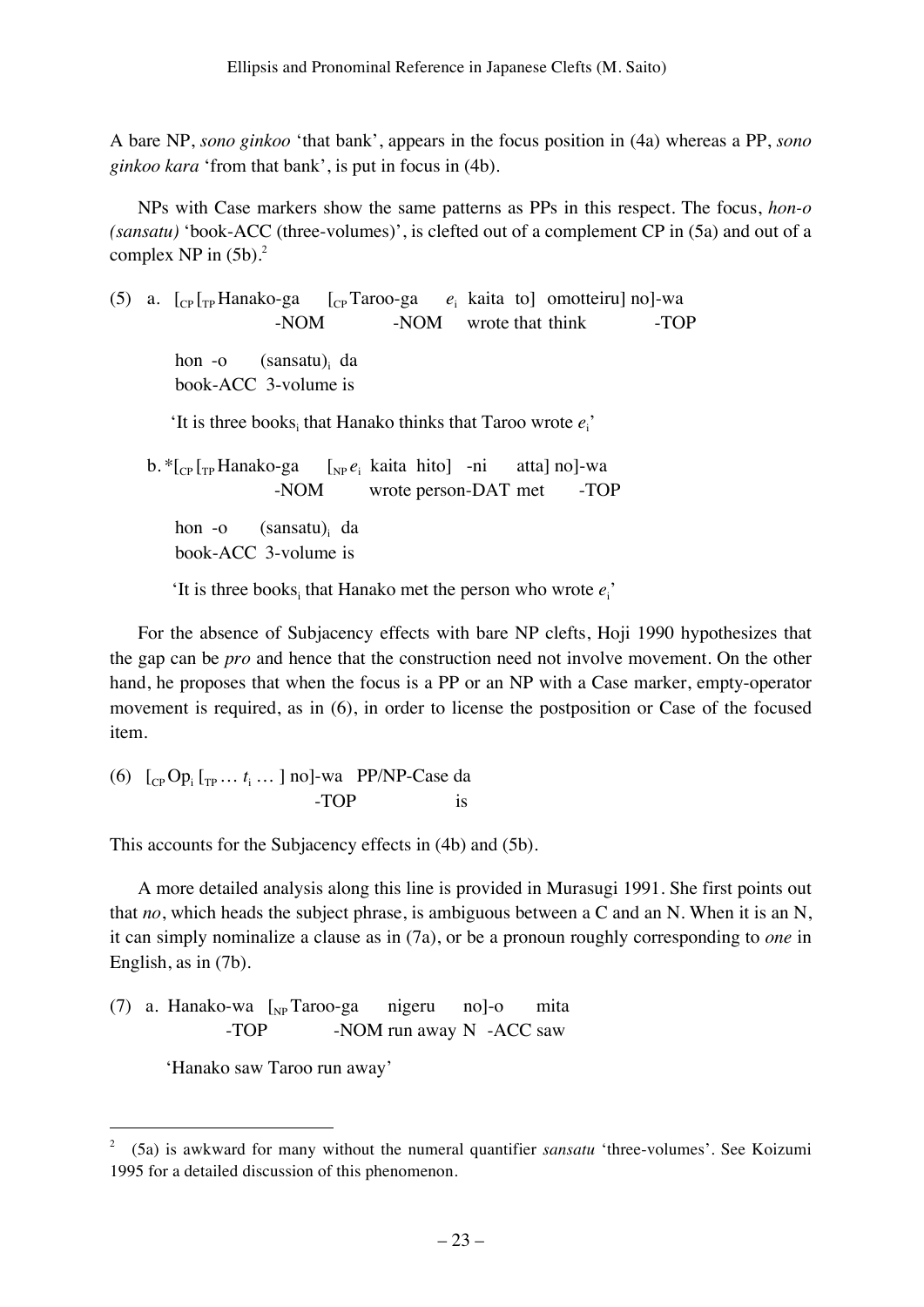A bare NP, *sono ginkoo* 'that bank', appears in the focus position in (4a) whereas a PP, *sono ginkoo kara* 'from that bank', is put in focus in (4b).

NPs with Case markers show the same patterns as PPs in this respect. The focus, *hon-o (sansatu)* 'book-ACC (three-volumes)', is clefted out of a complement CP in (5a) and out of a complex NP in (5b).[2]

(5) a. $[_{CP}$ $[_{TP}$ Hanako-ga $[_{CP}$ Taroo-ga $e_i$ kaita to] omotteiru] no]-wa
-NOM -NOM wrote that think -TOP

hon -o (sansatu)$_i$ da
book-ACC 3-volume is

'It is three books$_i$ that Hanako thinks that Taroo wrote $e_i$'

b. *$[_{CP}$ $[_{TP}$ Hanako-ga $[_{NP}$ $e_i$ kaita hito] -ni atta] no]-wa
-NOM wrote person-DAT met -TOP

hon -o (sansatu)$_i$ da
book-ACC 3-volume is

'It is three books$_i$ that Hanako met the person who wrote $e_i$'

For the absence of Subjacency effects with bare NP clefts, Hoji 1990 hypothesizes that the gap can be *pro* and hence that the construction need not involve movement. On the other hand, he proposes that when the focus is a PP or an NP with a Case marker, empty-operator movement is required, as in (6), in order to license the postposition or Case of the focused item.

(6) $[_{CP}$ Op$_i$ $[_{TP}$ … $t_i$ … ] no]-wa PP/NP-Case da
-TOP is

This accounts for the Subjacency effects in (4b) and (5b).

A more detailed analysis along this line is provided in Murasugi 1991. She first points out that *no*, which heads the subject phrase, is ambiguous between a C and an N. When it is an N, it can simply nominalize a clause as in (7a), or be a pronoun roughly corresponding to *one* in English, as in (7b).

(7) a. Hanako-wa $[_{NP}$ Taroo-ga nigeru no]-o mita
-TOP -NOM run away N -ACC saw

'Hanako saw Taroo run away'

---

[2] (5a) is awkward for many without the numeral quantifier *sansatu* 'three-volumes'. See Koizumi 1995 for a detailed discussion of this phenomenon.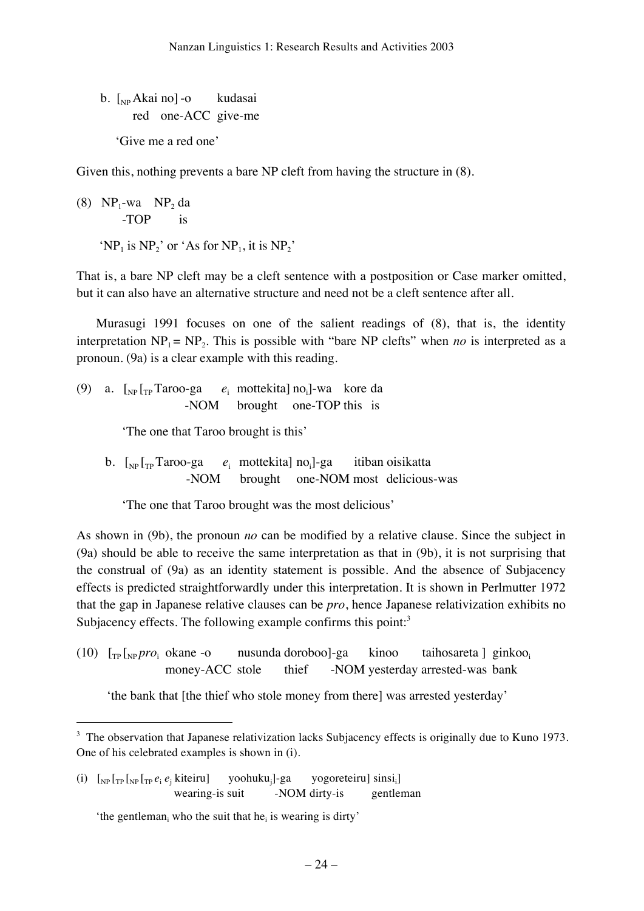b. [$_{NP}$ Akai no] -o kudasai
   red one-ACC give-me

   'Give me a red one'

Given this, nothing prevents a bare NP cleft from having the structure in (8).

(8) $NP_1$-wa $NP_2$ da
    -TOP is

   '$NP_1$ is $NP_2$' or 'As for $NP_1$, it is $NP_2$'

That is, a bare NP cleft may be a cleft sentence with a postposition or Case marker omitted, but it can also have an alternative structure and need not be a cleft sentence after all.

Murasugi 1991 focuses on one of the salient readings of (8), that is, the identity interpretation $NP_1 = NP_2$. This is possible with "bare NP clefts" when *no* is interpreted as a pronoun. (9a) is a clear example with this reading.

(9) a. [$_{NP}$ [$_{TP}$ Taroo-ga $e_i$ mottekita] $no_i$]-wa kore da
       -NOM brought one-TOP this is

   'The one that Taroo brought is this'

   b. [$_{NP}$ [$_{TP}$ Taroo-ga $e_i$ mottekita] $no_i$]-ga itiban oisikatta
       -NOM brought one-NOM most delicious-was

   'The one that Taroo brought was the most delicious'

As shown in (9b), the pronoun *no* can be modified by a relative clause. Since the subject in (9a) should be able to receive the same interpretation as that in (9b), it is not surprising that the construal of (9a) as an identity statement is possible. And the absence of Subjacency effects is predicted straightforwardly under this interpretation. It is shown in Perlmutter 1972 that the gap in Japanese relative clauses can be *pro*, hence Japanese relativization exhibits no Subjacency effects. The following example confirms this point:[3]

(10) [$_{TP}$ [$_{NP}$ $pro_i$ okane -o nusunda doroboo]-ga kinoo taihosareta ] $ginkoo_i$
     money-ACC stole thief -NOM yesterday arrested-was bank

   'the bank that [the thief who stole money from there] was arrested yesterday'

---

[3] The observation that Japanese relativization lacks Subjacency effects is originally due to Kuno 1973. One of his celebrated examples is shown in (i).

(i) [$_{NP}$ [$_{TP}$ [$_{NP}$ [$_{TP}$ $e_i$ $e_j$ kiteiru] $yoohuku_j$]-ga yogoreteiru] $sinsi_i$]
    wearing-is suit -NOM dirty-is gentleman

   'the $gentleman_i$ who the suit that $he_i$ is wearing is dirty'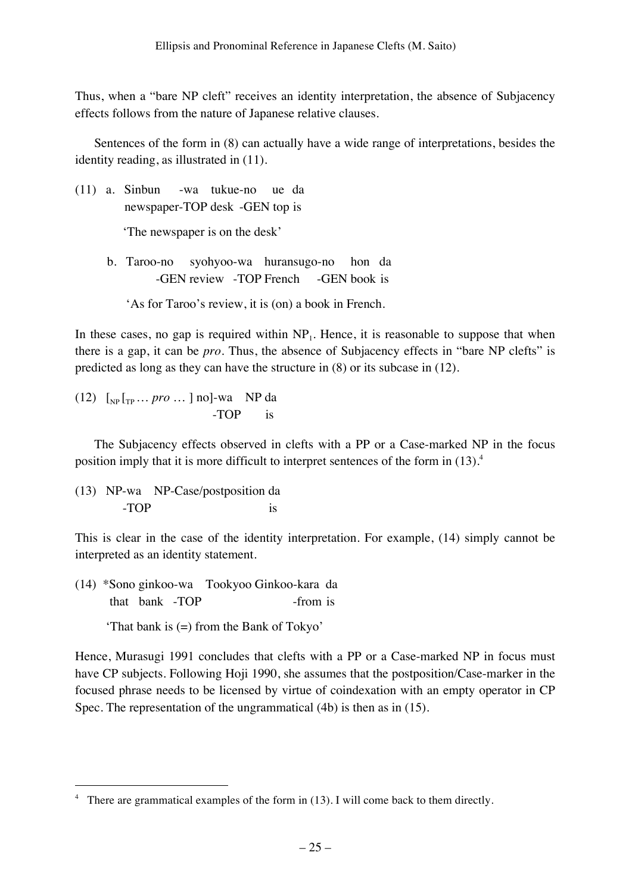Thus, when a "bare NP cleft" receives an identity interpretation, the absence of Subjacency effects follows from the nature of Japanese relative clauses.

Sentences of the form in (8) can actually have a wide range of interpretations, besides the identity reading, as illustrated in (11).

(11) a. Sinbun -wa tukue-no ue da
newspaper-TOP desk -GEN top is

'The newspaper is on the desk'

b. Taroo-no syohyoo-wa huransugo-no hon da
-GEN review -TOP French -GEN book is

'As for Taroo's review, it is (on) a book in French.

In these cases, no gap is required within $NP_1$. Hence, it is reasonable to suppose that when there is a gap, it can be *pro*. Thus, the absence of Subjacency effects in "bare NP clefts" is predicted as long as they can have the structure in (8) or its subcase in (12).

(12) $[_{NP} [_{TP}$ … *pro* … ] no]-wa NP da
-TOP is

The Subjacency effects observed in clefts with a PP or a Case-marked NP in the focus position imply that it is more difficult to interpret sentences of the form in (13).[4]

(13) NP-wa NP-Case/postposition da
-TOP is

This is clear in the case of the identity interpretation. For example, (14) simply cannot be interpreted as an identity statement.

(14) *Sono ginkoo-wa Tookyoo Ginkoo-kara da
that bank -TOP -from is

'That bank is (=) from the Bank of Tokyo'

Hence, Murasugi 1991 concludes that clefts with a PP or a Case-marked NP in focus must have CP subjects. Following Hoji 1990, she assumes that the postposition/Case-marker in the focused phrase needs to be licensed by virtue of coindexation with an empty operator in CP Spec. The representation of the ungrammatical (4b) is then as in (15).

---

[4] There are grammatical examples of the form in (13). I will come back to them directly.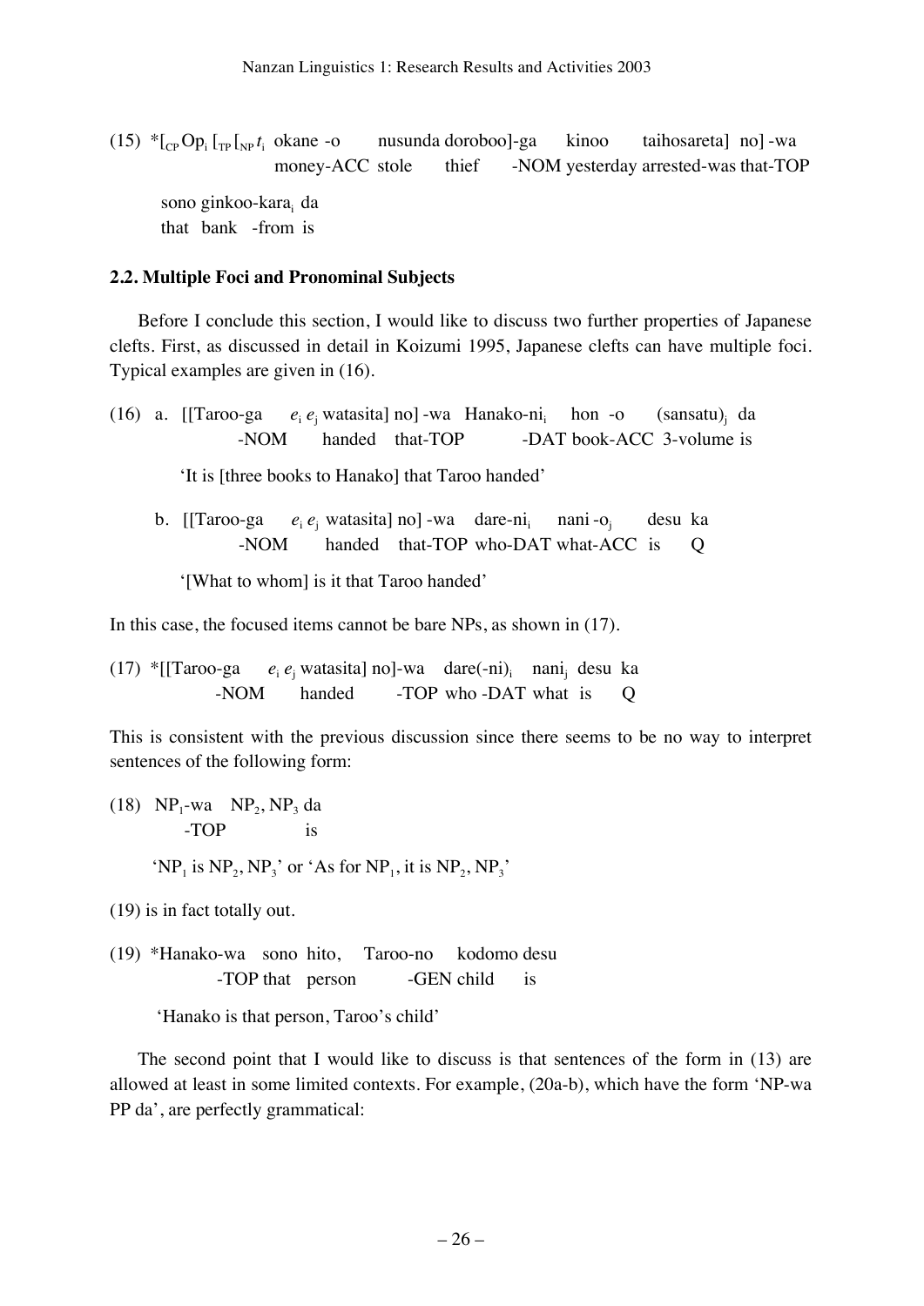(15) $*[_{CP}\,Op_i\,[_{TP}\,[_{NP}\,t_i$ okane -o nusunda doroboo]-ga kinoo taihosareta] no] -wa
money-ACC stole thief -NOM yesterday arrested-was that-TOP

sono ginkoo-kara$_i$ da
that bank -from is

## 2.2. Multiple Foci and Pronominal Subjects

Before I conclude this section, I would like to discuss two further properties of Japanese clefts. First, as discussed in detail in Koizumi 1995, Japanese clefts can have multiple foci. Typical examples are given in (16).

(16) a. [[Taroo-ga $e_i$ $e_j$ watasita] no] -wa Hanako-ni$_i$ hon -o (sansatu)$_j$ da
-NOM handed that-TOP -DAT book-ACC 3-volume is

'It is [three books to Hanako] that Taroo handed'

b. [[Taroo-ga $e_i$ $e_j$ watasita] no] -wa dare-ni$_i$ nani -o$_j$ desu ka
-NOM handed that-TOP who-DAT what-ACC is Q

'[What to whom] is it that Taroo handed'

In this case, the focused items cannot be bare NPs, as shown in (17).

(17) *[[Taroo-ga $e_i$ $e_j$ watasita] no]-wa dare(-ni)$_i$ nani$_j$ desu ka
-NOM handed -TOP who -DAT what is Q

This is consistent with the previous discussion since there seems to be no way to interpret sentences of the following form:

(18) $NP_1$-wa $NP_2$, $NP_3$ da
-TOP is

'$NP_1$ is $NP_2$, $NP_3$' or 'As for $NP_1$, it is $NP_2$, $NP_3$'

(19) is in fact totally out.

(19) *Hanako-wa sono hito, Taroo-no kodomo desu
-TOP that person -GEN child is

'Hanako is that person, Taroo's child'

The second point that I would like to discuss is that sentences of the form in (13) are allowed at least in some limited contexts. For example, (20a-b), which have the form 'NP-wa PP da', are perfectly grammatical: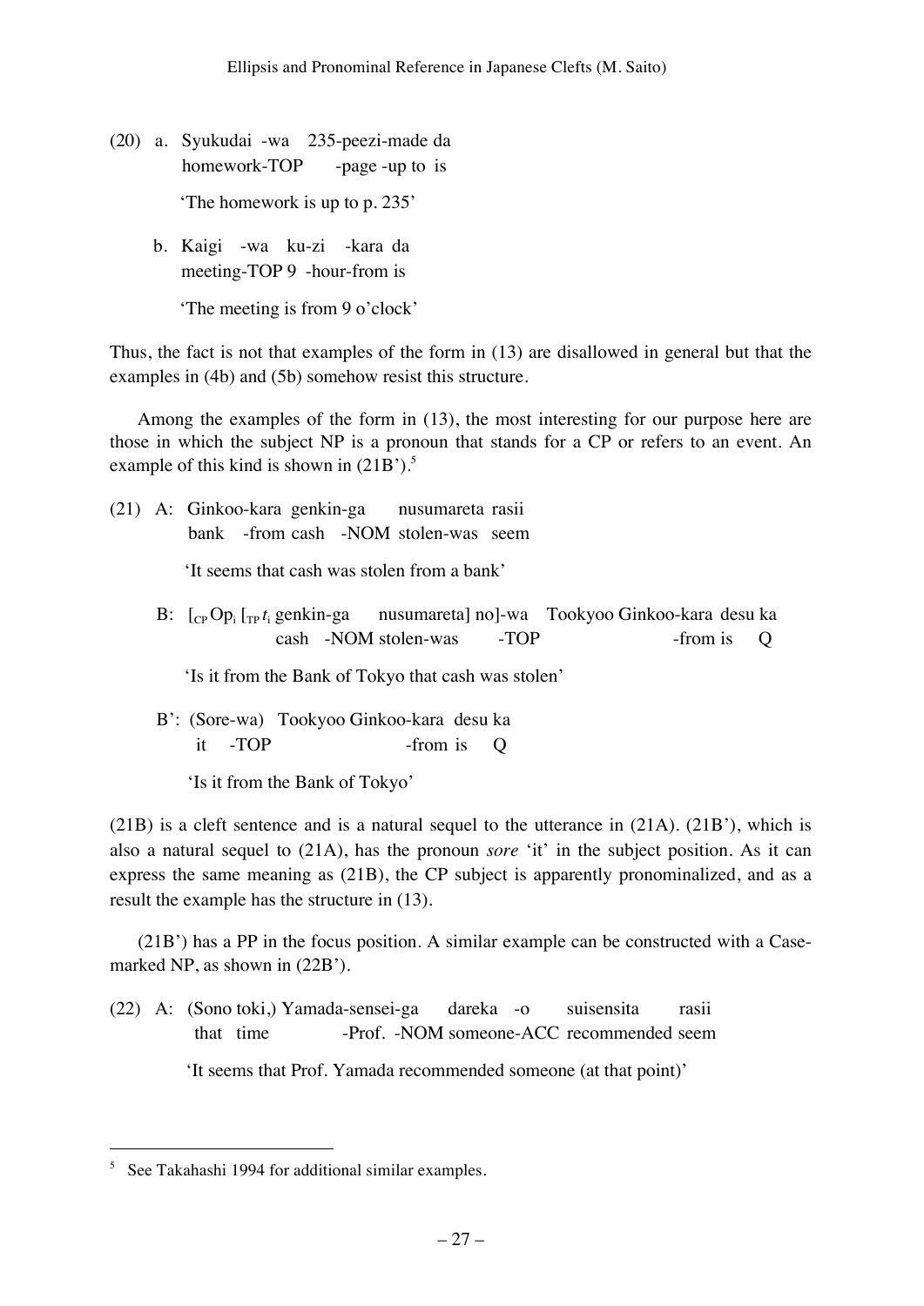(20) a. Syukudai -wa 235-peezi-made da
       homework-TOP -page -up to is

       'The homework is up to p. 235'

   b. Kaigi -wa ku-zi -kara da
       meeting-TOP 9 -hour-from is

       'The meeting is from 9 o'clock'

Thus, the fact is not that examples of the form in (13) are disallowed in general but that the examples in (4b) and (5b) somehow resist this structure.

Among the examples of the form in (13), the most interesting for our purpose here are those in which the subject NP is a pronoun that stands for a CP or refers to an event. An example of this kind is shown in (21B').[5]

(21) A: Ginkoo-kara genkin-ga nusumareta rasii
       bank -from cash -NOM stolen-was seem

       'It seems that cash was stolen from a bank'

   B: [$_{CP}$ Op$_i$ [$_{TP}$ $t_i$ genkin-ga nusumareta] no]-wa Tookyoo Ginkoo-kara desu ka
       cash -NOM stolen-was -TOP -from is Q

       'Is it from the Bank of Tokyo that cash was stolen'

   B': (Sore-wa) Tookyoo Ginkoo-kara desu ka
        it -TOP -from is Q

       'Is it from the Bank of Tokyo'

(21B) is a cleft sentence and is a natural sequel to the utterance in (21A). (21B'), which is also a natural sequel to (21A), has the pronoun *sore* 'it' in the subject position. As it can express the same meaning as (21B), the CP subject is apparently pronominalized, and as a result the example has the structure in (13).

(21B') has a PP in the focus position. A similar example can be constructed with a Case-marked NP, as shown in (22B').

(22) A: (Sono toki,) Yamada-sensei-ga dareka -o suisensita rasii
       that time -Prof. -NOM someone-ACC recommended seem

       'It seems that Prof. Yamada recommended someone (at that point)'

---

[5] See Takahashi 1994 for additional similar examples.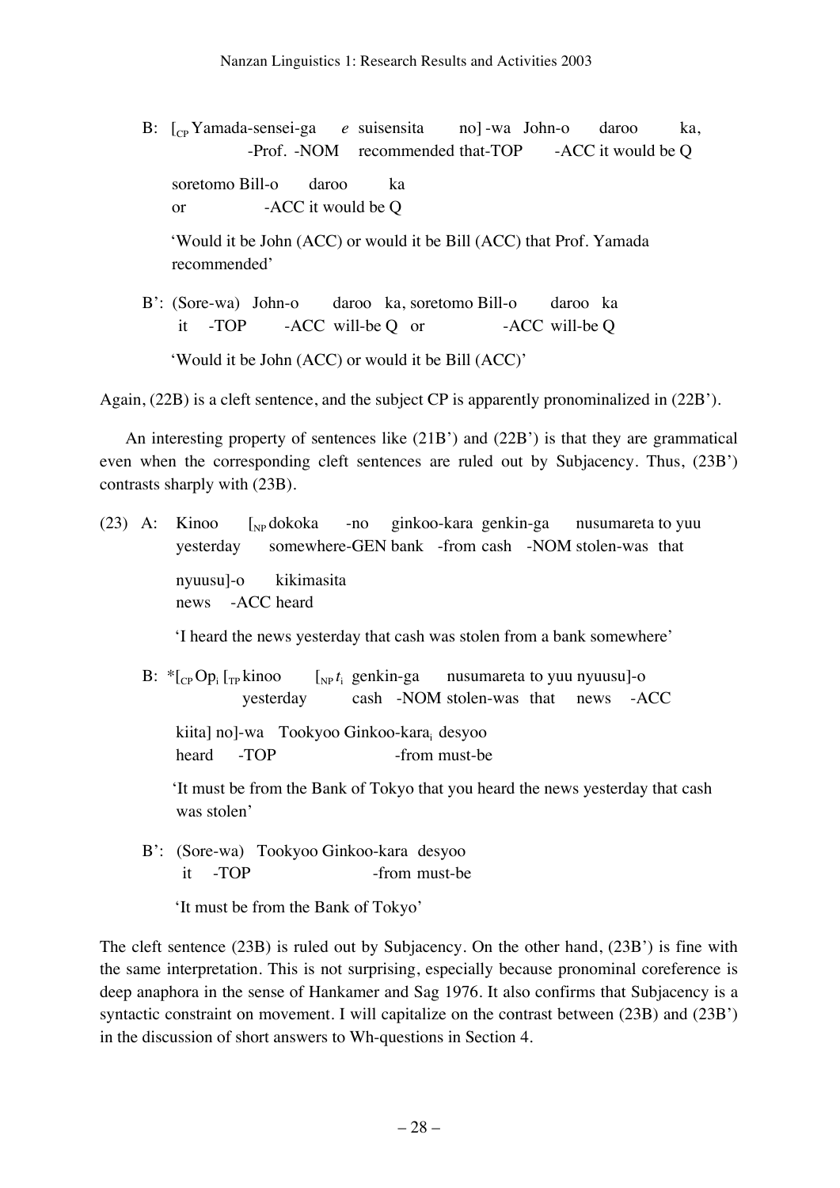B: [$_{CP}$ Yamada-sensei-ga *e* suisensita no] -wa John-o daroo ka,
   -Prof. -NOM recommended that-TOP -ACC it would be Q

   soretomo Bill-o daroo ka
   or -ACC it would be Q

   'Would it be John (ACC) or would it be Bill (ACC) that Prof. Yamada recommended'

B': (Sore-wa) John-o daroo ka, soretomo Bill-o daroo ka
   it -TOP -ACC will-be Q or -ACC will-be Q

   'Would it be John (ACC) or would it be Bill (ACC)'

Again, (22B) is a cleft sentence, and the subject CP is apparently pronominalized in (22B').

An interesting property of sentences like (21B') and (22B') is that they are grammatical even when the corresponding cleft sentences are ruled out by Subjacency. Thus, (23B') contrasts sharply with (23B).

(23) A: Kinoo [$_{NP}$ dokoka -no ginkoo-kara genkin-ga nusumareta to yuu
   yesterday somewhere-GEN bank -from cash -NOM stolen-was that

   nyuusu]-o kikimasita
   news -ACC heard

   'I heard the news yesterday that cash was stolen from a bank somewhere'

B: *[$_{CP}$ Op$_i$ [$_{TP}$ kinoo [$_{NP}$ $t_i$ genkin-ga nusumareta to yuu nyuusu]-o
   yesterday cash -NOM stolen-was that news -ACC

   kiita] no]-wa Tookyoo Ginkoo-kara$_i$ desyoo
   heard -TOP -from must-be

   'It must be from the Bank of Tokyo that you heard the news yesterday that cash was stolen'

B': (Sore-wa) Tookyoo Ginkoo-kara desyoo
   it -TOP -from must-be

   'It must be from the Bank of Tokyo'

The cleft sentence (23B) is ruled out by Subjacency. On the other hand, (23B') is fine with the same interpretation. This is not surprising, especially because pronominal coreference is deep anaphora in the sense of Hankamer and Sag 1976. It also confirms that Subjacency is a syntactic constraint on movement. I will capitalize on the contrast between (23B) and (23B') in the discussion of short answers to Wh-questions in Section 4.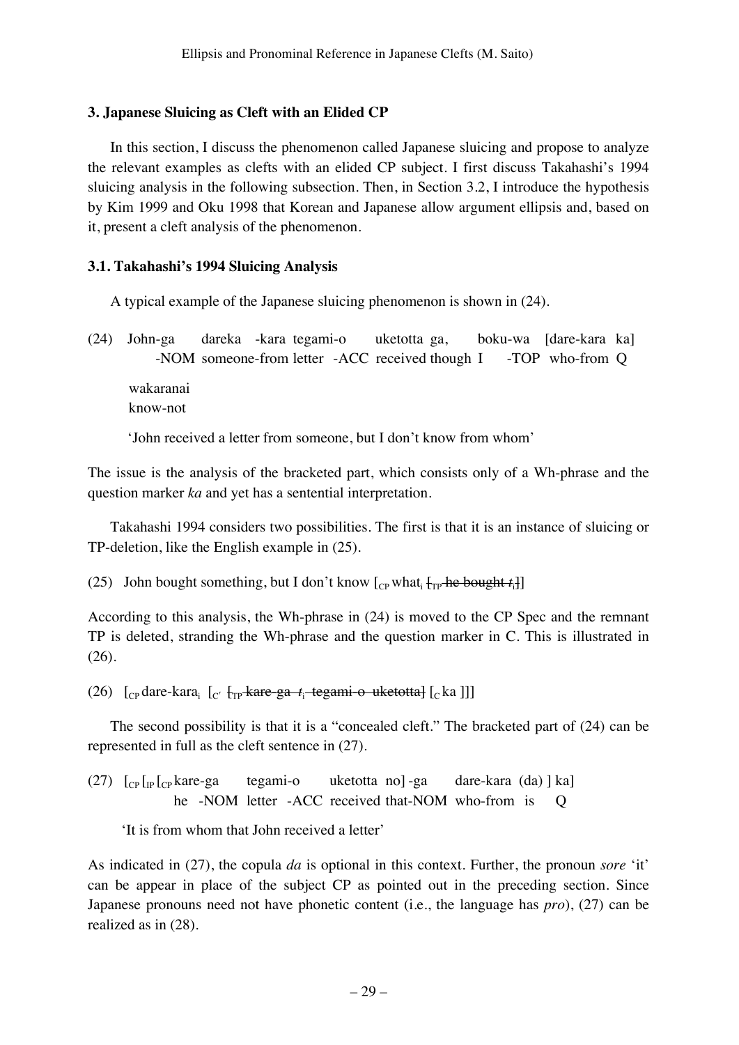## 3. Japanese Sluicing as Cleft with an Elided CP

In this section, I discuss the phenomenon called Japanese sluicing and propose to analyze the relevant examples as clefts with an elided CP subject. I first discuss Takahashi's 1994 sluicing analysis in the following subsection. Then, in Section 3.2, I introduce the hypothesis by Kim 1999 and Oku 1998 that Korean and Japanese allow argument ellipsis and, based on it, present a cleft analysis of the phenomenon.

### 3.1. Takahashi's 1994 Sluicing Analysis

A typical example of the Japanese sluicing phenomenon is shown in (24).

(24) John-ga dareka -kara tegami-o uketotta ga, boku-wa [dare-kara ka]
 -NOM someone-from letter -ACC received though I -TOP who-from Q

 wakaranai
 know-not

 'John received a letter from someone, but I don't know from whom'

The issue is the analysis of the bracketed part, which consists only of a Wh-phrase and the question marker *ka* and yet has a sentential interpretation.

Takahashi 1994 considers two possibilities. The first is that it is an instance of sluicing or TP-deletion, like the English example in (25).

(25) John bought something, but I don't know [$_{CP}$ what$_i$ ~~[$_{TP}$ he bought $t_i$]~~]

According to this analysis, the Wh-phrase in (24) is moved to the CP Spec and the remnant TP is deleted, stranding the Wh-phrase and the question marker in C. This is illustrated in (26).

(26) [$_{CP}$ dare-kara$_i$ [$_{C'}$ ~~[$_{TP}$ kare-ga $t_i$ tegami-o uketotta]~~ [$_{C}$ ka ]]]

The second possibility is that it is a "concealed cleft." The bracketed part of (24) can be represented in full as the cleft sentence in (27).

(27) [$_{CP}$ [$_{IP}$ [$_{CP}$ kare-ga tegami-o uketotta no] -ga dare-kara (da) ] ka]
 he -NOM letter -ACC received that-NOM who-from is Q

 'It is from whom that John received a letter'

As indicated in (27), the copula *da* is optional in this context. Further, the pronoun *sore* 'it' can be appear in place of the subject CP as pointed out in the preceding section. Since Japanese pronouns need not have phonetic content (i.e., the language has *pro*), (27) can be realized as in (28).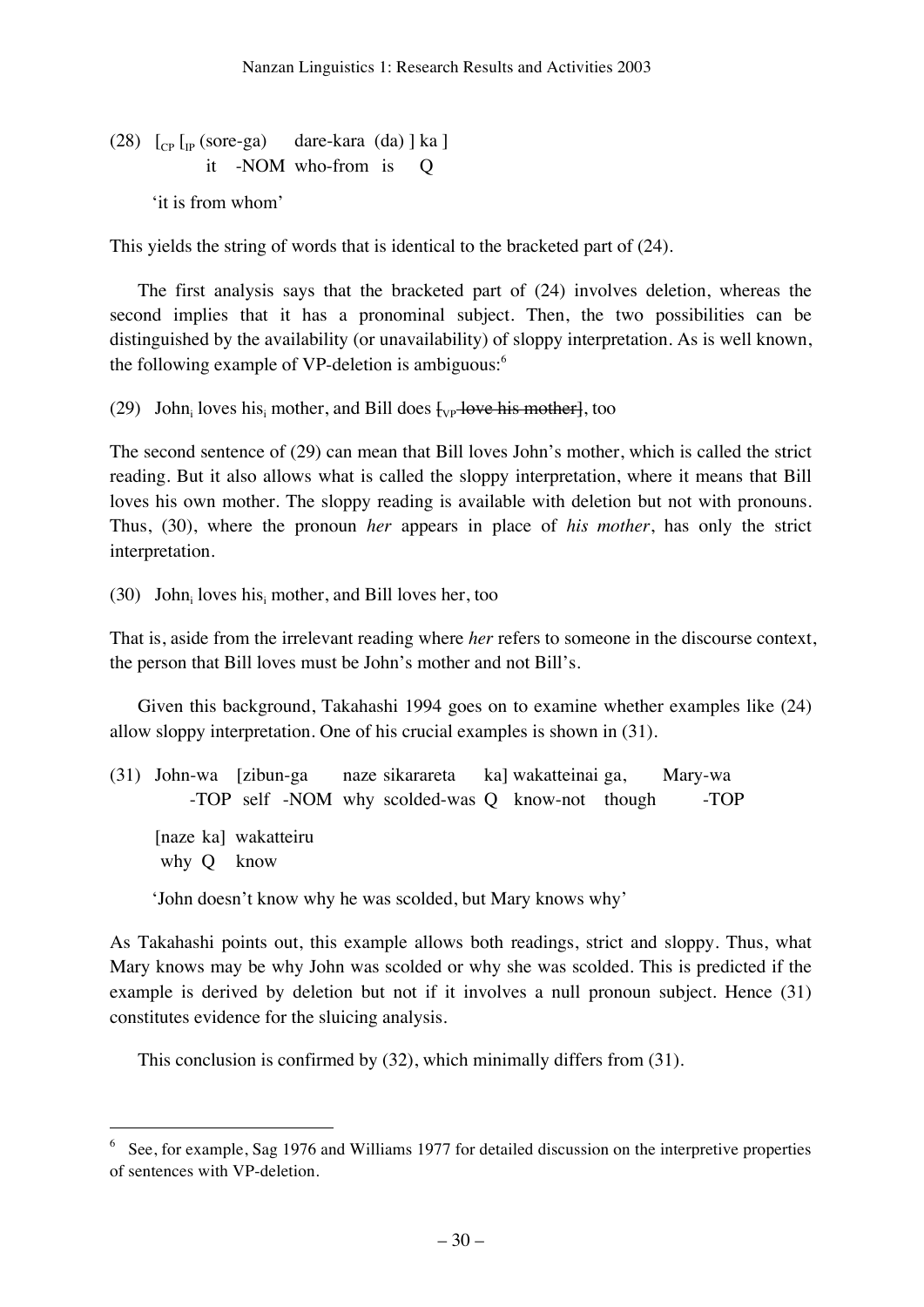(28) $[_{CP}$ $[_{IP}$ (sore-ga) dare-kara (da) ] ka ]
     it -NOM who-from is Q

  'it is from whom'

This yields the string of words that is identical to the bracketed part of (24).

The first analysis says that the bracketed part of (24) involves deletion, whereas the second implies that it has a pronominal subject. Then, the two possibilities can be distinguished by the availability (or unavailability) of sloppy interpretation. As is well known, the following example of VP-deletion is ambiguous:[6]

(29) John$_i$ loves his$_i$ mother, and Bill does ~~$[_{VP}$ love his mother]~~, too

The second sentence of (29) can mean that Bill loves John's mother, which is called the strict reading. But it also allows what is called the sloppy interpretation, where it means that Bill loves his own mother. The sloppy reading is available with deletion but not with pronouns. Thus, (30), where the pronoun *her* appears in place of *his mother*, has only the strict interpretation.

(30) John$_i$ loves his$_i$ mother, and Bill loves her, too

That is, aside from the irrelevant reading where *her* refers to someone in the discourse context, the person that Bill loves must be John's mother and not Bill's.

Given this background, Takahashi 1994 goes on to examine whether examples like (24) allow sloppy interpretation. One of his crucial examples is shown in (31).

(31) John-wa [zibun-ga naze sikarareta ka] wakatteinai ga, Mary-wa
     -TOP self -NOM why scolded-was Q know-not though -TOP

  [naze ka] wakatteiru
  why Q know

  'John doesn't know why he was scolded, but Mary knows why'

As Takahashi points out, this example allows both readings, strict and sloppy. Thus, what Mary knows may be why John was scolded or why she was scolded. This is predicted if the example is derived by deletion but not if it involves a null pronoun subject. Hence (31) constitutes evidence for the sluicing analysis.

This conclusion is confirmed by (32), which minimally differs from (31).

---

[6] See, for example, Sag 1976 and Williams 1977 for detailed discussion on the interpretive properties of sentences with VP-deletion.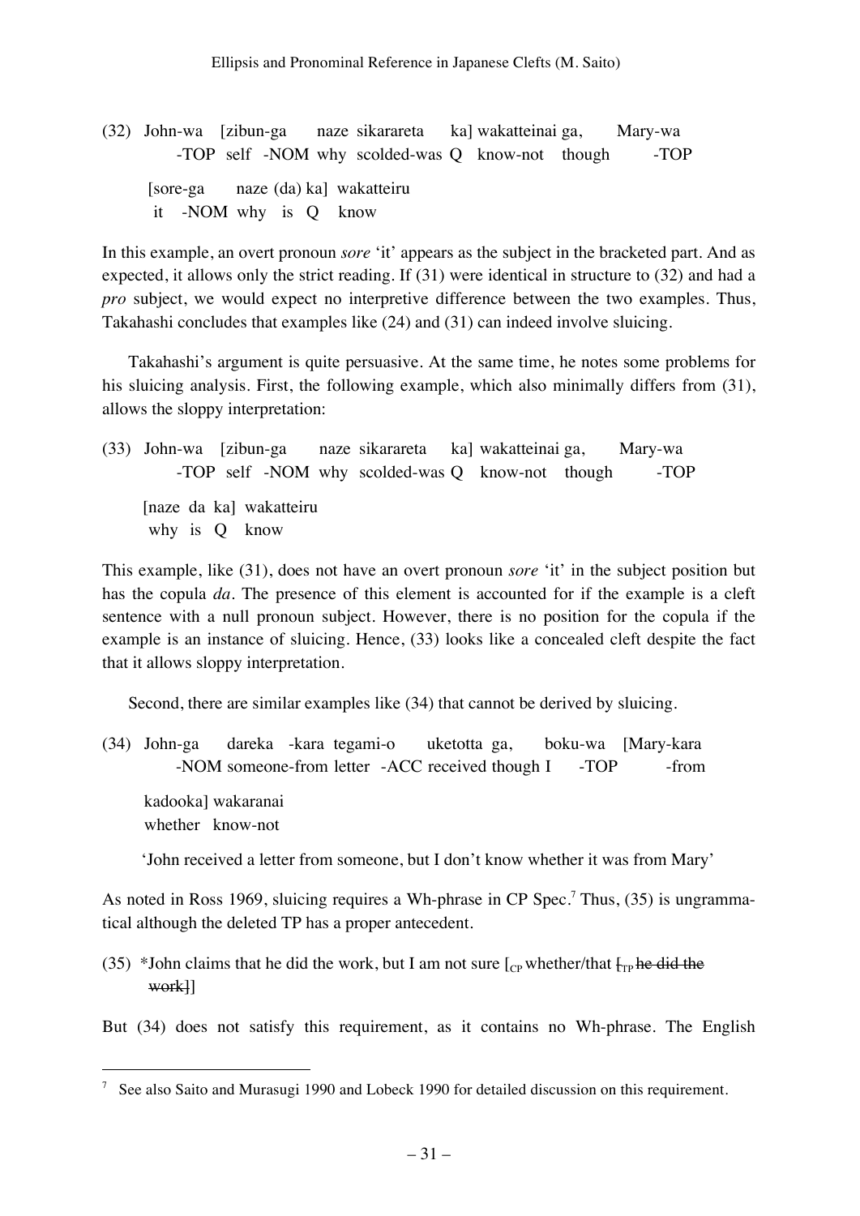(32) John-wa [zibun-ga naze sikarareta ka] wakatteinai ga, Mary-wa
  -TOP self -NOM why scolded-was Q know-not though -TOP

  [sore-ga naze (da) ka] wakatteiru
  it -NOM why is Q know

In this example, an overt pronoun *sore* 'it' appears as the subject in the bracketed part. And as expected, it allows only the strict reading. If (31) were identical in structure to (32) and had a *pro* subject, we would expect no interpretive difference between the two examples. Thus, Takahashi concludes that examples like (24) and (31) can indeed involve sluicing.

Takahashi's argument is quite persuasive. At the same time, he notes some problems for his sluicing analysis. First, the following example, which also minimally differs from (31), allows the sloppy interpretation:

(33) John-wa [zibun-ga naze sikarareta ka] wakatteinai ga, Mary-wa
  -TOP self -NOM why scolded-was Q know-not though -TOP

  [naze da ka] wakatteiru
  why is Q know

This example, like (31), does not have an overt pronoun *sore* 'it' in the subject position but has the copula *da*. The presence of this element is accounted for if the example is a cleft sentence with a null pronoun subject. However, there is no position for the copula if the example is an instance of sluicing. Hence, (33) looks like a concealed cleft despite the fact that it allows sloppy interpretation.

Second, there are similar examples like (34) that cannot be derived by sluicing.

(34) John-ga dareka -kara tegami-o uketotta ga, boku-wa [Mary-kara
  -NOM someone-from letter -ACC received though I -TOP -from

  kadooka] wakaranai
  whether know-not

  'John received a letter from someone, but I don't know whether it was from Mary'

As noted in Ross 1969, sluicing requires a Wh-phrase in CP Spec.[7] Thus, (35) is ungrammatical although the deleted TP has a proper antecedent.

(35) *John claims that he did the work, but I am not sure [$_{CP}$ whether/that [$_{TP}$ ~~he did the work~~]]

But (34) does not satisfy this requirement, as it contains no Wh-phrase. The English

---

[7] See also Saito and Murasugi 1990 and Lobeck 1990 for detailed discussion on this requirement.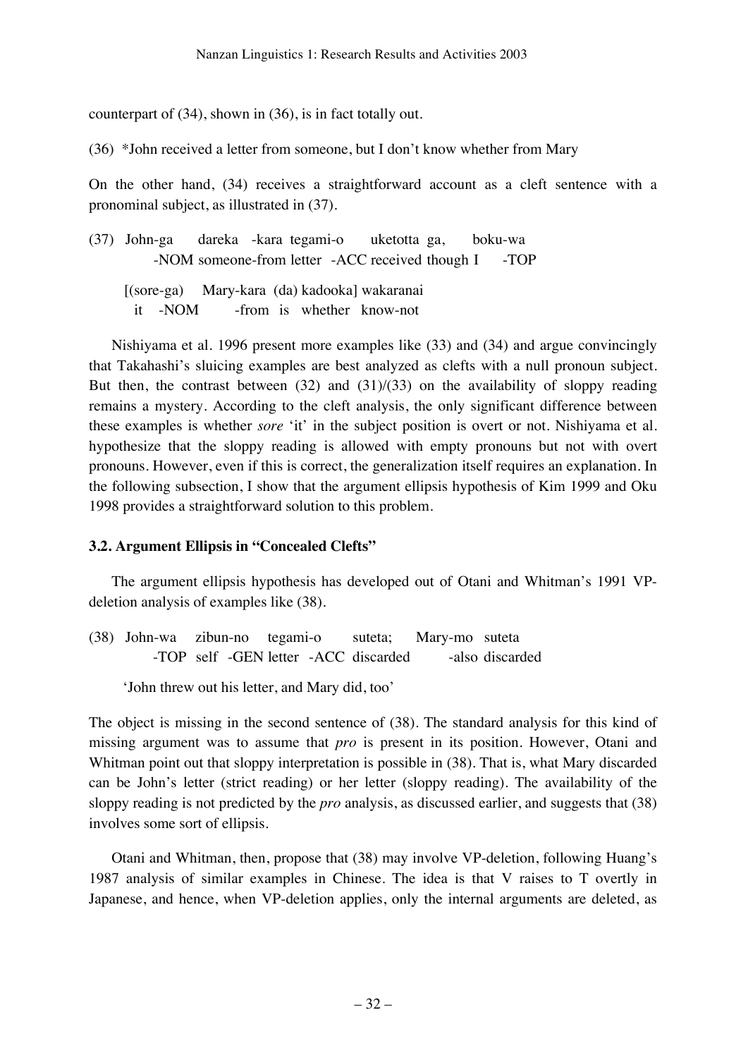counterpart of (34), shown in (36), is in fact totally out.

(36) *John received a letter from someone, but I don't know whether from Mary

On the other hand, (34) receives a straightforward account as a cleft sentence with a pronominal subject, as illustrated in (37).

(37) John-ga dareka -kara tegami-o uketotta ga, boku-wa
     -NOM someone-from letter -ACC received though I -TOP

     [(sore-ga) Mary-kara (da) kadooka] wakaranai
      it -NOM -from is whether know-not

Nishiyama et al. 1996 present more examples like (33) and (34) and argue convincingly that Takahashi's sluicing examples are best analyzed as clefts with a null pronoun subject. But then, the contrast between (32) and (31)/(33) on the availability of sloppy reading remains a mystery. According to the cleft analysis, the only significant difference between these examples is whether *sore* 'it' in the subject position is overt or not. Nishiyama et al. hypothesize that the sloppy reading is allowed with empty pronouns but not with overt pronouns. However, even if this is correct, the generalization itself requires an explanation. In the following subsection, I show that the argument ellipsis hypothesis of Kim 1999 and Oku 1998 provides a straightforward solution to this problem.

### 3.2. Argument Ellipsis in "Concealed Clefts"

The argument ellipsis hypothesis has developed out of Otani and Whitman's 1991 VP-deletion analysis of examples like (38).

(38) John-wa zibun-no tegami-o suteta; Mary-mo suteta
     -TOP self -GEN letter -ACC discarded -also discarded

     'John threw out his letter, and Mary did, too'

The object is missing in the second sentence of (38). The standard analysis for this kind of missing argument was to assume that *pro* is present in its position. However, Otani and Whitman point out that sloppy interpretation is possible in (38). That is, what Mary discarded can be John's letter (strict reading) or her letter (sloppy reading). The availability of the sloppy reading is not predicted by the *pro* analysis, as discussed earlier, and suggests that (38) involves some sort of ellipsis.

Otani and Whitman, then, propose that (38) may involve VP-deletion, following Huang's 1987 analysis of similar examples in Chinese. The idea is that V raises to T overtly in Japanese, and hence, when VP-deletion applies, only the internal arguments are deleted, as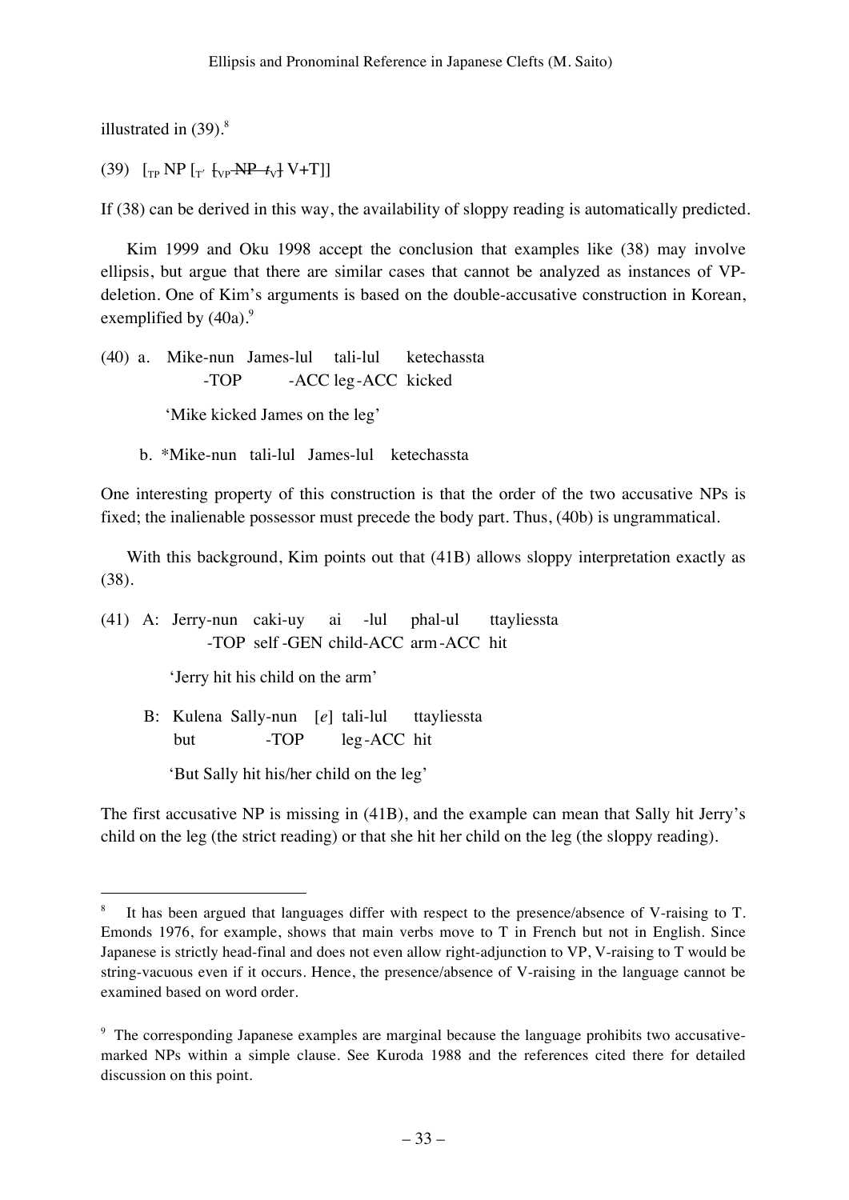illustrated in (39).[8]

(39) $[_{TP}$ NP $[_{T'}$ $[_{VP}$ ~~NP $t_V$~~$]$ V+T$]]$

If (38) can be derived in this way, the availability of sloppy reading is automatically predicted.

Kim 1999 and Oku 1998 accept the conclusion that examples like (38) may involve ellipsis, but argue that there are similar cases that cannot be analyzed as instances of VP-deletion. One of Kim's arguments is based on the double-accusative construction in Korean, exemplified by (40a).[9]

(40) a. Mike-nun James-lul tali-lul ketechassta
  -TOP -ACC leg-ACC kicked

  'Mike kicked James on the leg'

 b. *Mike-nun tali-lul James-lul ketechassta

One interesting property of this construction is that the order of the two accusative NPs is fixed; the inalienable possessor must precede the body part. Thus, (40b) is ungrammatical.

With this background, Kim points out that (41B) allows sloppy interpretation exactly as (38).

(41) A: Jerry-nun caki-uy ai -lul phal-ul ttayliessta
  -TOP self-GEN child-ACC arm-ACC hit

  'Jerry hit his child on the arm'

 B: Kulena Sally-nun [*e*] tali-lul ttayliessta
  but -TOP leg-ACC hit

  'But Sally hit his/her child on the leg'

The first accusative NP is missing in (41B), and the example can mean that Sally hit Jerry's child on the leg (the strict reading) or that she hit her child on the leg (the sloppy reading).

---

[8] It has been argued that languages differ with respect to the presence/absence of V-raising to T. Emonds 1976, for example, shows that main verbs move to T in French but not in English. Since Japanese is strictly head-final and does not even allow right-adjunction to VP, V-raising to T would be string-vacuous even if it occurs. Hence, the presence/absence of V-raising in the language cannot be examined based on word order.

[9] The corresponding Japanese examples are marginal because the language prohibits two accusative-marked NPs within a simple clause. See Kuroda 1988 and the references cited there for detailed discussion on this point.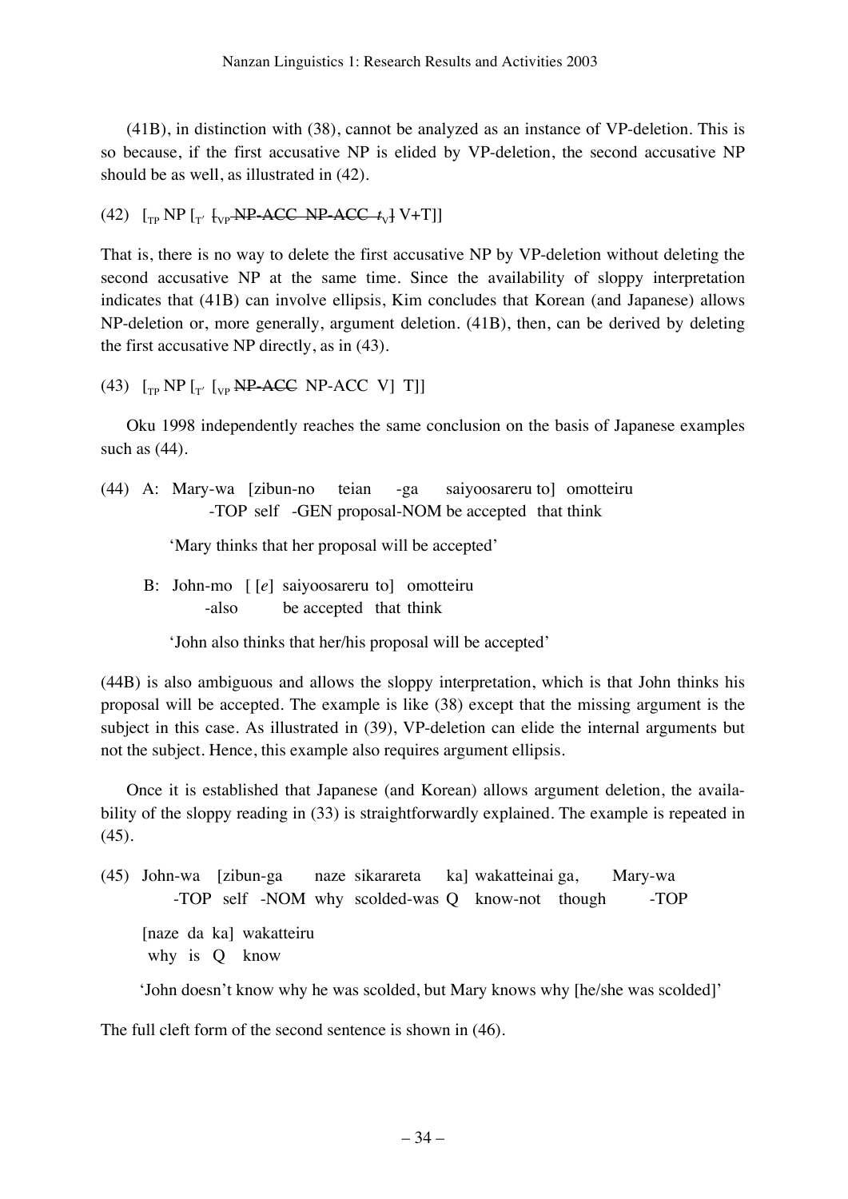(41B), in distinction with (38), cannot be analyzed as an instance of VP-deletion. This is so because, if the first accusative NP is elided by VP-deletion, the second accusative NP should be as well, as illustrated in (42).

(42) $[_{TP}$ NP $[_{T'}$ ~~$[_{VP}$ NP-ACC NP-ACC $t_V]$~~ V+T]]

That is, there is no way to delete the first accusative NP by VP-deletion without deleting the second accusative NP at the same time. Since the availability of sloppy interpretation indicates that (41B) can involve ellipsis, Kim concludes that Korean (and Japanese) allows NP-deletion or, more generally, argument deletion. (41B), then, can be derived by deleting the first accusative NP directly, as in (43).

(43) $[_{TP}$ NP $[_{T'}$ $[_{VP}$ ~~NP-ACC~~ NP-ACC V] T]]

Oku 1998 independently reaches the same conclusion on the basis of Japanese examples such as (44).

(44) A: Mary-wa [zibun-no teian -ga saiyoosareru to] omotteiru
  -TOP self -GEN proposal-NOM be accepted that think

  'Mary thinks that her proposal will be accepted'

  B: John-mo [ [*e*] saiyoosareru to] omotteiru
  -also be accepted that think

  'John also thinks that her/his proposal will be accepted'

(44B) is also ambiguous and allows the sloppy interpretation, which is that John thinks his proposal will be accepted. The example is like (38) except that the missing argument is the subject in this case. As illustrated in (39), VP-deletion can elide the internal arguments but not the subject. Hence, this example also requires argument ellipsis.

Once it is established that Japanese (and Korean) allows argument deletion, the availability of the sloppy reading in (33) is straightforwardly explained. The example is repeated in (45).

(45) John-wa [zibun-ga naze sikarareta ka] wakatteinai ga, Mary-wa
  -TOP self -NOM why scolded-was Q know-not though -TOP

  [naze da ka] wakatteiru
  why is Q know

  'John doesn't know why he was scolded, but Mary knows why [he/she was scolded]'

The full cleft form of the second sentence is shown in (46).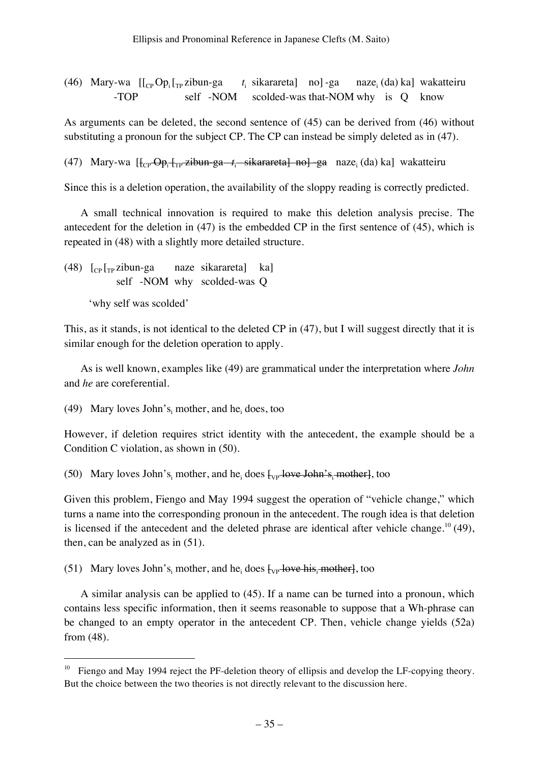(46) Mary-wa [[$_{CP}$ Op$_i$ [$_{TP}$ zibun-ga $t_i$ sikarareta] no] -ga naze$_i$ (da) ka] wakatteiru
 -TOP self -NOM scolded-was that-NOM why is Q know

As arguments can be deleted, the second sentence of (45) can be derived from (46) without substituting a pronoun for the subject CP. The CP can instead be simply deleted as in (47).

(47) Mary-wa [~~[$_{CP}$ Op$_i$ [$_{TP}$ zibun-ga $t_i$ sikarareta] no] -ga~~ naze$_i$ (da) ka] wakatteiru

Since this is a deletion operation, the availability of the sloppy reading is correctly predicted.

A small technical innovation is required to make this deletion analysis precise. The antecedent for the deletion in (47) is the embedded CP in the first sentence of (45), which is repeated in (48) with a slightly more detailed structure.

(48) [$_{CP}$ [$_{TP}$ zibun-ga naze sikarareta] ka]
 self -NOM why scolded-was Q

 'why self was scolded'

This, as it stands, is not identical to the deleted CP in (47), but I will suggest directly that it is similar enough for the deletion operation to apply.

As is well known, examples like (49) are grammatical under the interpretation where *John* and *he* are coreferential.

(49) Mary loves John's$_i$ mother, and he$_i$ does, too

However, if deletion requires strict identity with the antecedent, the example should be a Condition C violation, as shown in (50).

(50) Mary loves John's$_i$ mother, and he$_i$ does ~~[$_{VP}$ love John's$_i$ mother]~~, too

Given this problem, Fiengo and May 1994 suggest the operation of "vehicle change," which turns a name into the corresponding pronoun in the antecedent. The rough idea is that deletion is licensed if the antecedent and the deleted phrase are identical after vehicle change.[10] (49), then, can be analyzed as in (51).

(51) Mary loves John's$_i$ mother, and he$_i$ does ~~[$_{VP}$ love his$_i$ mother]~~, too

A similar analysis can be applied to (45). If a name can be turned into a pronoun, which contains less specific information, then it seems reasonable to suppose that a Wh-phrase can be changed to an empty operator in the antecedent CP. Then, vehicle change yields (52a) from (48).

---

[10] Fiengo and May 1994 reject the PF-deletion theory of ellipsis and develop the LF-copying theory. But the choice between the two theories is not directly relevant to the discussion here.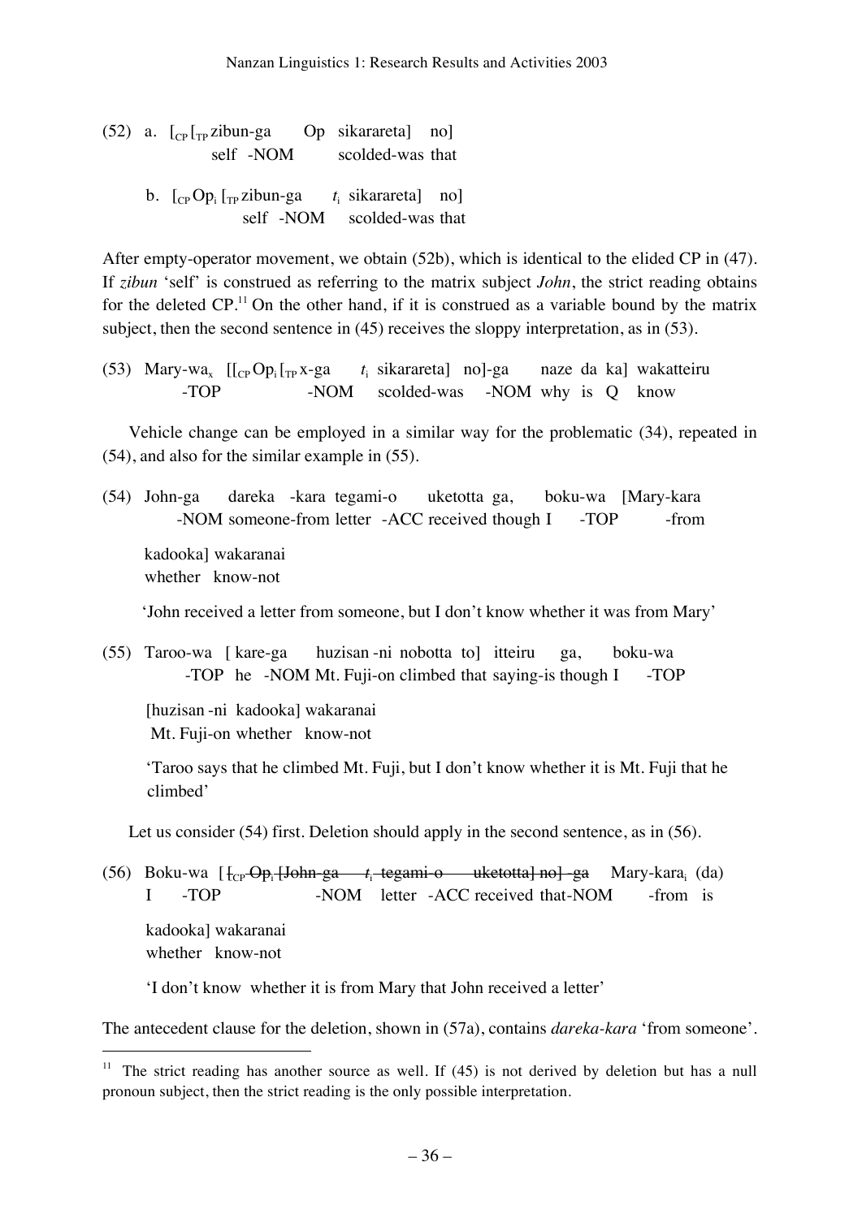(52) a. [$_{CP}$ [$_{TP}$ zibun-ga Op sikarareta] no]
 self -NOM scolded-was that

 b. [$_{CP}$ Op$_i$ [$_{TP}$ zibun-ga $t_i$ sikarareta] no]
 self -NOM scolded-was that

After empty-operator movement, we obtain (52b), which is identical to the elided CP in (47). If *zibun* 'self' is construed as referring to the matrix subject *John*, the strict reading obtains for the deleted CP.[11] On the other hand, if it is construed as a variable bound by the matrix subject, then the second sentence in (45) receives the sloppy interpretation, as in (53).

(53) Mary-wa$_x$ [[$_{CP}$ Op$_i$ [$_{TP}$ x-ga $t_i$ sikarareta] no]-ga naze da ka] wakatteiru
 -TOP -NOM scolded-was -NOM why is Q know

Vehicle change can be employed in a similar way for the problematic (34), repeated in (54), and also for the similar example in (55).

(54) John-ga dareka -kara tegami-o uketotta ga, boku-wa [Mary-kara
 -NOM someone-from letter -ACC received though I -TOP -from

 kadooka] wakaranai
 whether know-not

 'John received a letter from someone, but I don't know whether it was from Mary'

(55) Taroo-wa [ kare-ga huzisan -ni nobotta to] itteiru ga, boku-wa
 -TOP he -NOM Mt. Fuji-on climbed that saying-is though I -TOP

 [huzisan -ni kadooka] wakaranai
 Mt. Fuji-on whether know-not

 'Taroo says that he climbed Mt. Fuji, but I don't know whether it is Mt. Fuji that he climbed'

Let us consider (54) first. Deletion should apply in the second sentence, as in (56).

(56) Boku-wa [ ~~[$_{CP}$ Op$_i$ [John-ga $t_i$ tegami-o uketotta] no] -ga~~ Mary-kara$_i$ (da)
 I -TOP -NOM letter -ACC received that-NOM -from is

 kadooka] wakaranai
 whether know-not

 'I don't know whether it is from Mary that John received a letter'

The antecedent clause for the deletion, shown in (57a), contains *dareka-kara* 'from someone'.

[11] The strict reading has another source as well. If (45) is not derived by deletion but has a null pronoun subject, then the strict reading is the only possible interpretation.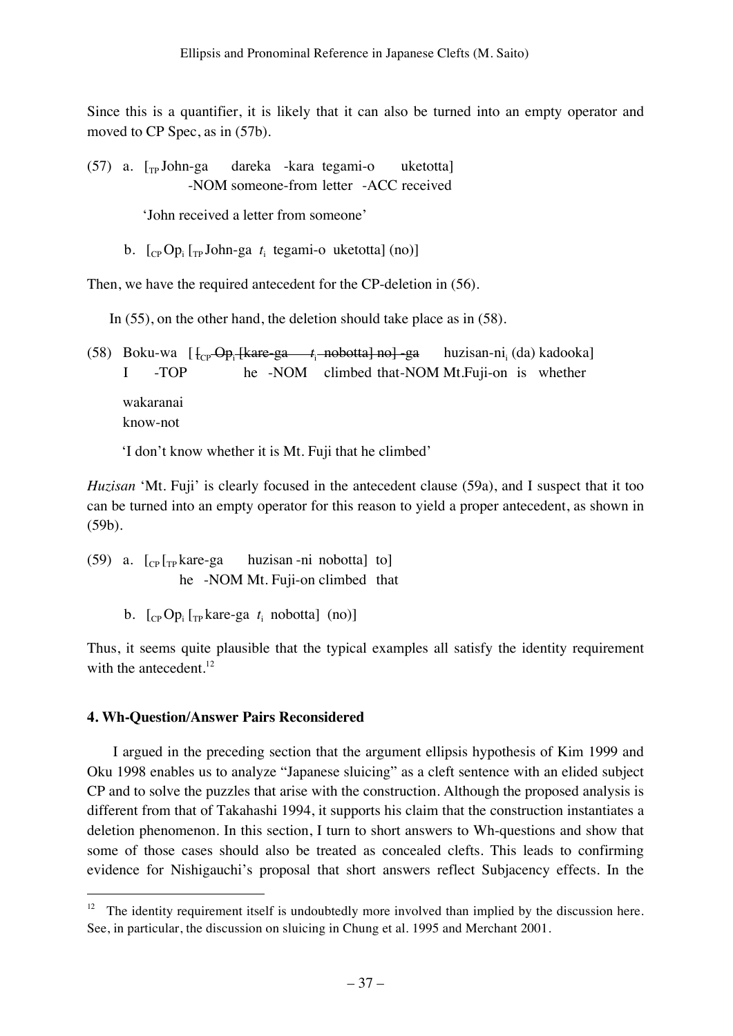Since this is a quantifier, it is likely that it can also be turned into an empty operator and moved to CP Spec, as in (57b).

(57) a. [$_{TP}$ John-ga &nbsp;&nbsp;&nbsp; dareka -kara tegami-o &nbsp;&nbsp;&nbsp; uketotta]
&nbsp;&nbsp;&nbsp;&nbsp;&nbsp;&nbsp;&nbsp;&nbsp;&nbsp;&nbsp;&nbsp;&nbsp;&nbsp;&nbsp;&nbsp;&nbsp;-NOM someone-from letter -ACC received

&nbsp;&nbsp;&nbsp;&nbsp;&nbsp;&nbsp;&nbsp;&nbsp;'John received a letter from someone'

&nbsp;&nbsp;&nbsp;&nbsp;&nbsp;b. [$_{CP}$ Op$_i$ [$_{TP}$ John-ga $t_i$ tegami-o uketotta] (no)]

Then, we have the required antecedent for the CP-deletion in (56).

In (55), on the other hand, the deletion should take place as in (58).

(58) Boku-wa [ ~~[$_{CP}$ Op$_i$ [kare-ga $t_i$ nobotta] no] -ga~~ huzisan-ni$_i$ (da) kadooka]
&nbsp;&nbsp;&nbsp;&nbsp;&nbsp;&nbsp;&nbsp;&nbsp;I &nbsp;&nbsp;&nbsp; -TOP &nbsp;&nbsp;&nbsp;&nbsp;&nbsp;&nbsp;&nbsp;&nbsp;&nbsp; he -NOM &nbsp; climbed that-NOM Mt.Fuji-on is whether

&nbsp;&nbsp;&nbsp;&nbsp;&nbsp;&nbsp;&nbsp;&nbsp;wakaranai
&nbsp;&nbsp;&nbsp;&nbsp;&nbsp;&nbsp;&nbsp;&nbsp;know-not

&nbsp;&nbsp;&nbsp;&nbsp;&nbsp;&nbsp;&nbsp;&nbsp;'I don't know whether it is Mt. Fuji that he climbed'

*Huzisan* 'Mt. Fuji' is clearly focused in the antecedent clause (59a), and I suspect that it too can be turned into the empty operator for this reason to yield a proper antecedent, as shown in (59b).

(59) a. [$_{CP}$ [$_{TP}$ kare-ga &nbsp;&nbsp;&nbsp; huzisan -ni nobotta] to]
&nbsp;&nbsp;&nbsp;&nbsp;&nbsp;&nbsp;&nbsp;&nbsp;&nbsp;&nbsp;&nbsp;&nbsp;&nbsp;&nbsp;&nbsp;&nbsp;he -NOM Mt. Fuji-on climbed &nbsp; that

&nbsp;&nbsp;&nbsp;&nbsp;&nbsp;b. [$_{CP}$ Op$_i$ [$_{TP}$ kare-ga $t_i$ nobotta] (no)]

Thus, it seems quite plausible that the typical examples all satisfy the identity requirement with the antecedent.[12]

## 4. Wh-Question/Answer Pairs Reconsidered

I argued in the preceding section that the argument ellipsis hypothesis of Kim 1999 and Oku 1998 enables us to analyze "Japanese sluicing" as a cleft sentence with an elided subject CP and to solve the puzzles that arise with the construction. Although the proposed analysis is different from that of Takahashi 1994, it supports his claim that the construction instantiates a deletion phenomenon. In this section, I turn to short answers to Wh-questions and show that some of those cases should also be treated as concealed clefts. This leads to confirming evidence for Nishigauchi's proposal that short answers reflect Subjacency effects. In the

---

[12] The identity requirement itself is undoubtedly more involved than implied by the discussion here. See, in particular, the discussion on sluicing in Chung et al. 1995 and Merchant 2001.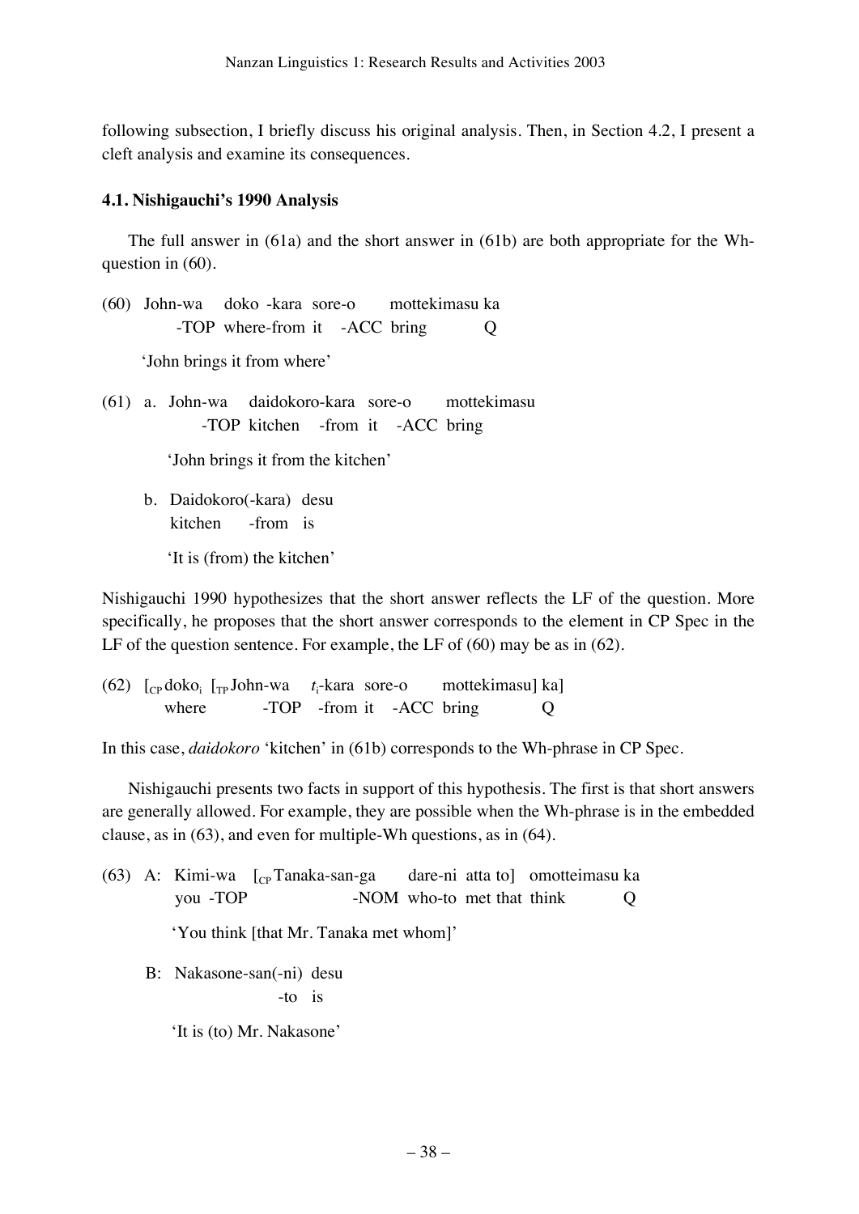following subsection, I briefly discuss his original analysis. Then, in Section 4.2, I present a cleft analysis and examine its consequences.

### 4.1. Nishigauchi's 1990 Analysis

The full answer in (61a) and the short answer in (61b) are both appropriate for the Wh-question in (60).

(60) John-wa doko -kara sore-o mottekimasu ka
  -TOP where-from it -ACC bring Q

  'John brings it from where'

(61) a. John-wa daidokoro-kara sore-o mottekimasu
    -TOP kitchen -from it -ACC bring

    'John brings it from the kitchen'

  b. Daidokoro(-kara) desu
    kitchen -from is

    'It is (from) the kitchen'

Nishigauchi 1990 hypothesizes that the short answer reflects the LF of the question. More specifically, he proposes that the short answer corresponds to the element in CP Spec in the LF of the question sentence. For example, the LF of (60) may be as in (62).

(62) [$_{CP}$ doko$_i$ [$_{TP}$ John-wa $t_i$-kara sore-o mottekimasu] ka]
  where -TOP -from it -ACC bring Q

In this case, *daidokoro* 'kitchen' in (61b) corresponds to the Wh-phrase in CP Spec.

Nishigauchi presents two facts in support of this hypothesis. The first is that short answers are generally allowed. For example, they are possible when the Wh-phrase is in the embedded clause, as in (63), and even for multiple-Wh questions, as in (64).

(63) A: Kimi-wa [$_{CP}$ Tanaka-san-ga dare-ni atta to] omotteimasu ka
    you -TOP -NOM who-to met that think Q

    'You think [that Mr. Tanaka met whom]'

  B: Nakasone-san(-ni) desu
    -to is

    'It is (to) Mr. Nakasone'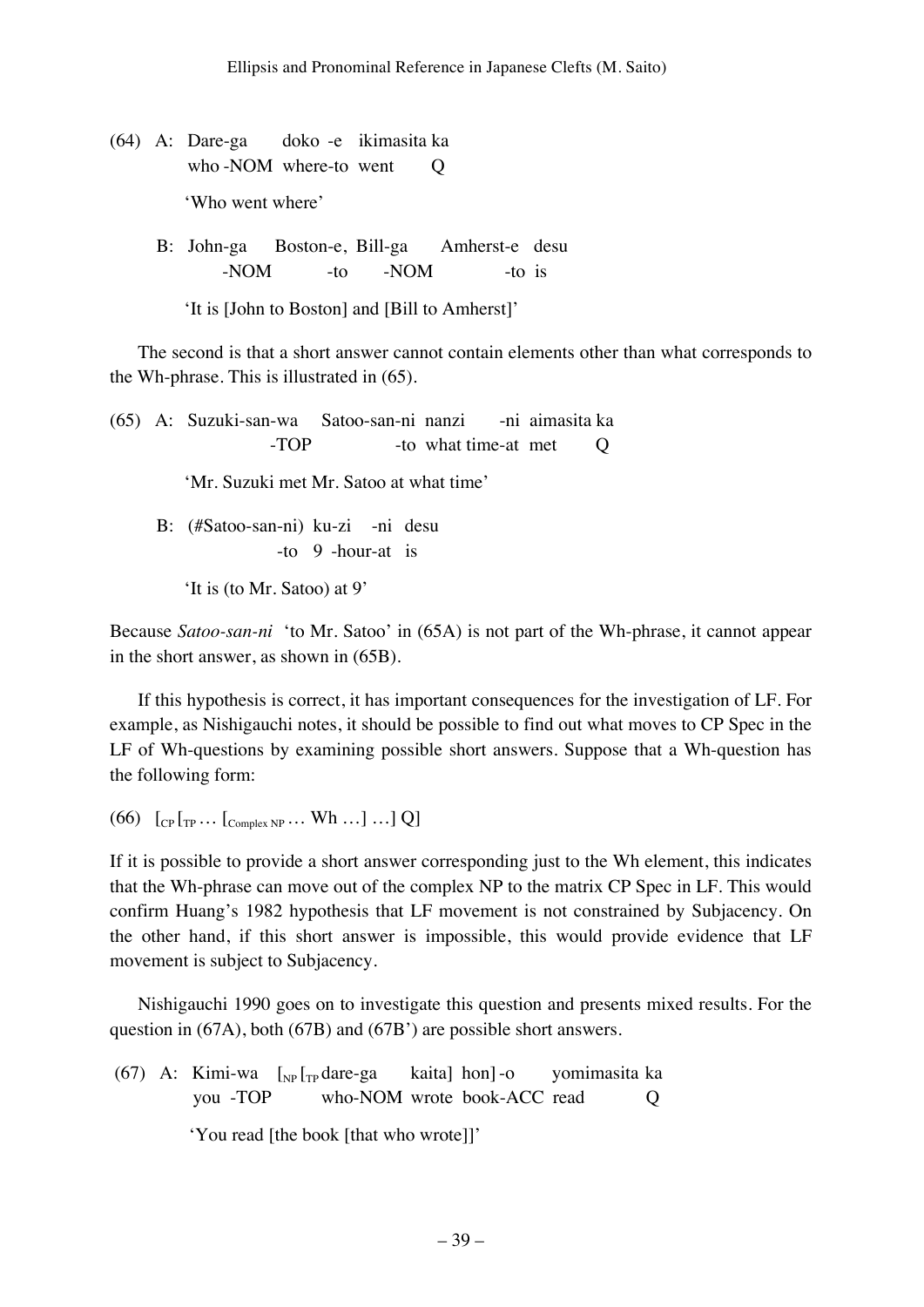(64) A: Dare-ga doko -e ikimasita ka
   who -NOM where-to went Q

   'Who went where'

  B: John-ga Boston-e, Bill-ga Amherst-e desu
   -NOM -to -NOM -to is

   'It is [John to Boston] and [Bill to Amherst]'

The second is that a short answer cannot contain elements other than what corresponds to the Wh-phrase. This is illustrated in (65).

(65) A: Suzuki-san-wa Satoo-san-ni nanzi -ni aimasita ka
   -TOP -to what time-at met Q

   'Mr. Suzuki met Mr. Satoo at what time'

  B: (#Satoo-san-ni) ku-zi -ni desu
   -to 9 -hour-at is

   'It is (to Mr. Satoo) at 9'

Because *Satoo-san-ni* 'to Mr. Satoo' in (65A) is not part of the Wh-phrase, it cannot appear in the short answer, as shown in (65B).

If this hypothesis is correct, it has important consequences for the investigation of LF. For example, as Nishigauchi notes, it should be possible to find out what moves to CP Spec in the LF of Wh-questions by examining possible short answers. Suppose that a Wh-question has the following form:

(66) $[_{CP} [_{TP} \ldots [_{Complex\ NP} \ldots \text{Wh} \ldots] \ldots] \text{Q}]$

If it is possible to provide a short answer corresponding just to the Wh element, this indicates that the Wh-phrase can move out of the complex NP to the matrix CP Spec in LF. This would confirm Huang's 1982 hypothesis that LF movement is not constrained by Subjacency. On the other hand, if this short answer is impossible, this would provide evidence that LF movement is subject to Subjacency.

Nishigauchi 1990 goes on to investigate this question and presents mixed results. For the question in (67A), both (67B) and (67B') are possible short answers.

(67) A: Kimi-wa $[_{NP} [_{TP}$ dare-ga kaita] hon] -o yomimasita ka
   you -TOP who-NOM wrote book-ACC read Q

   'You read [the book [that who wrote]]'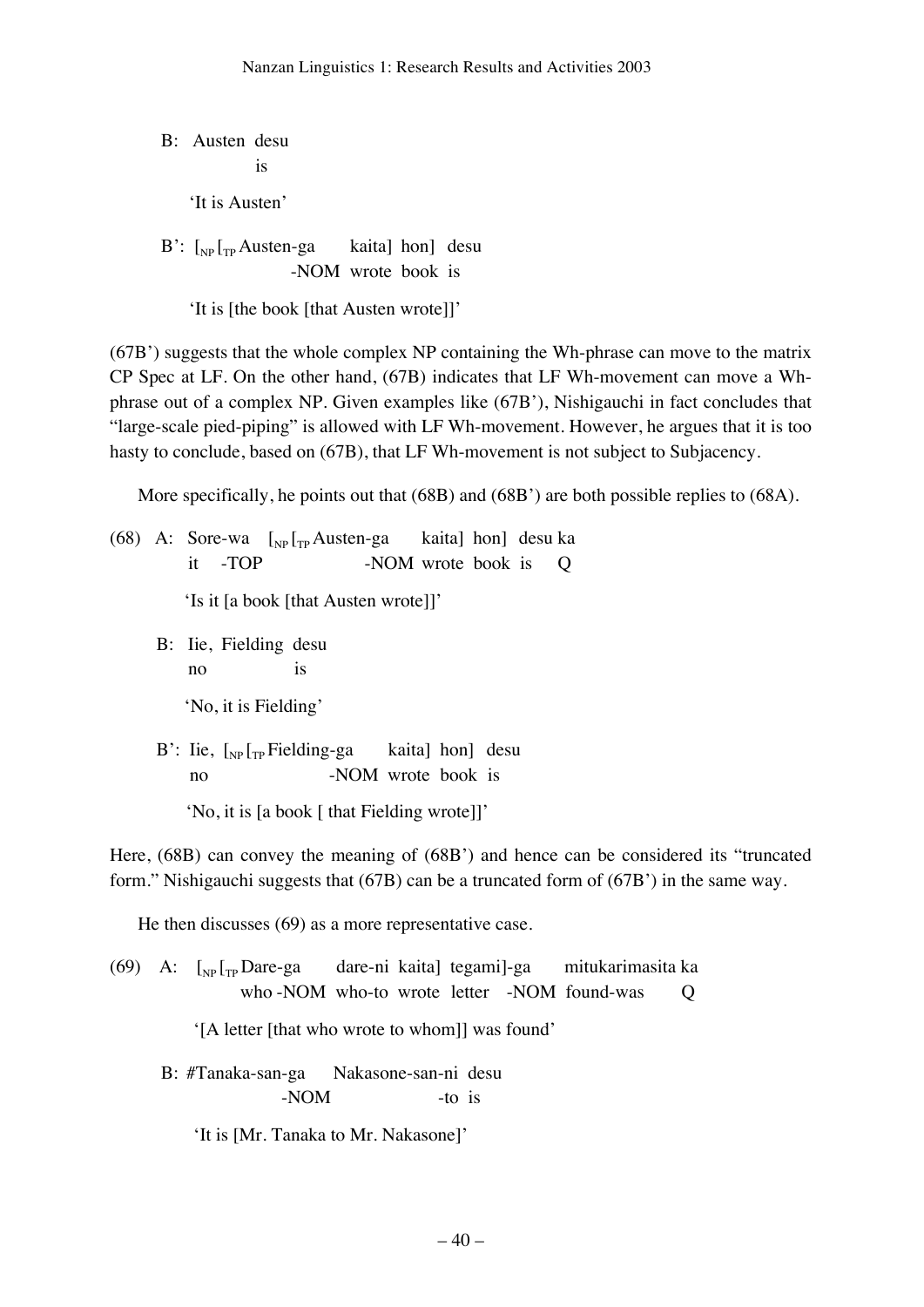B: Austen desu
       is

'It is Austen'

B': [$_{NP}$ [$_{TP}$ Austen-ga kaita] hon] desu
                -NOM wrote book is

'It is [the book [that Austen wrote]]'

(67B') suggests that the whole complex NP containing the Wh-phrase can move to the matrix CP Spec at LF. On the other hand, (67B) indicates that LF Wh-movement can move a Wh-phrase out of a complex NP. Given examples like (67B'), Nishigauchi in fact concludes that "large-scale pied-piping" is allowed with LF Wh-movement. However, he argues that it is too hasty to conclude, based on (67B), that LF Wh-movement is not subject to Subjacency.

More specifically, he points out that (68B) and (68B') are both possible replies to (68A).

(68) A: Sore-wa [$_{NP}$ [$_{TP}$ Austen-ga kaita] hon] desu ka
       it -TOP -NOM wrote book is Q

'Is it [a book [that Austen wrote]]'

B: Iie, Fielding desu
   no is

'No, it is Fielding'

B': Iie, [$_{NP}$ [$_{TP}$ Fielding-ga kaita] hon] desu
    no -NOM wrote book is

'No, it is [a book [ that Fielding wrote]]'

Here, (68B) can convey the meaning of (68B') and hence can be considered its "truncated form." Nishigauchi suggests that (67B) can be a truncated form of (67B') in the same way.

He then discusses (69) as a more representative case.

(69) A: [$_{NP}$ [$_{TP}$ Dare-ga dare-ni kaita] tegami]-ga mitukarimasita ka
       who -NOM who-to wrote letter -NOM found-was Q

'[A letter [that who wrote to whom]] was found'

B: #Tanaka-san-ga Nakasone-san-ni desu
   -NOM -to is

'It is [Mr. Tanaka to Mr. Nakasone]'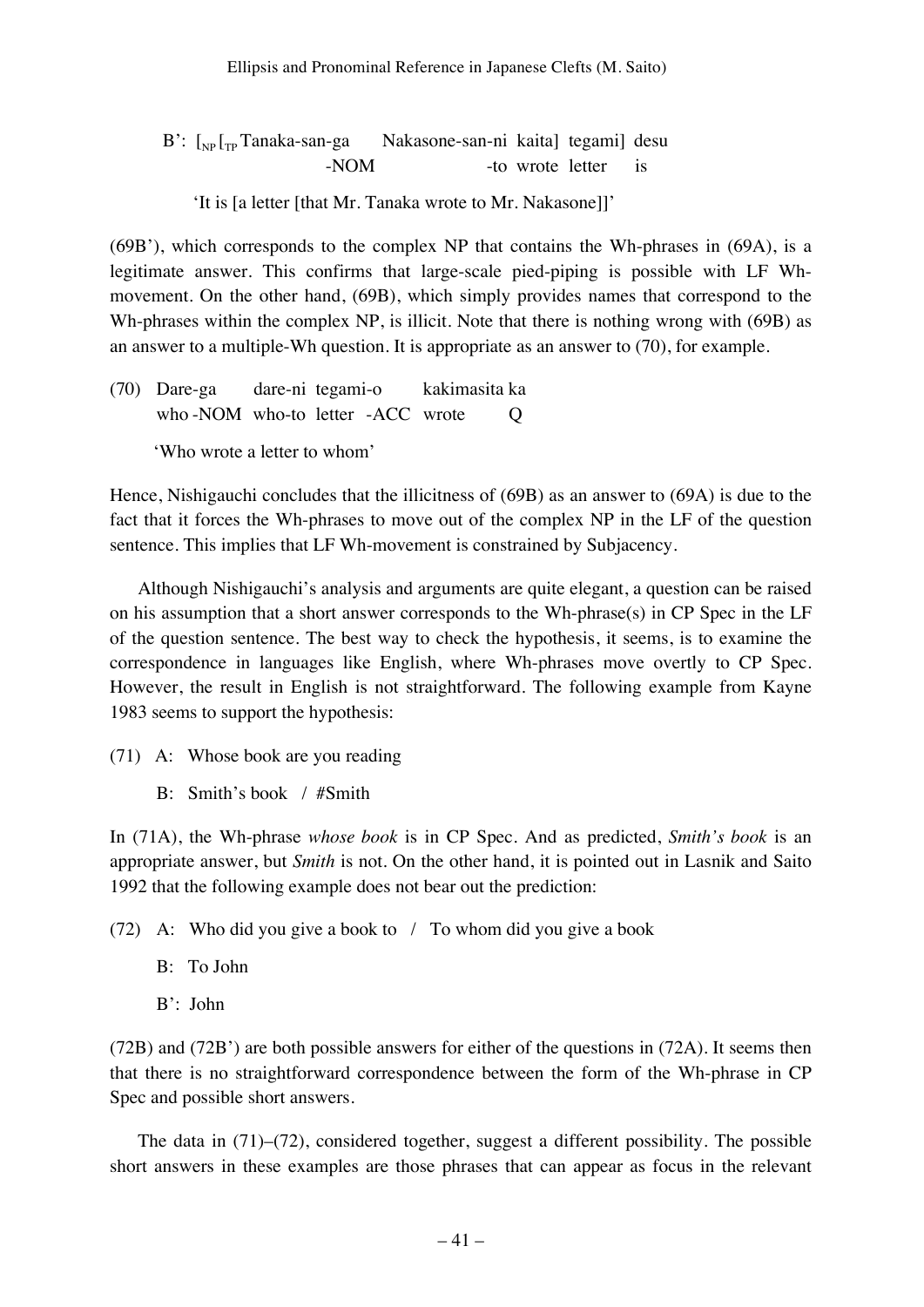B': [$_{NP}$ [$_{TP}$ Tanaka-san-ga   Nakasone-san-ni kaita] tegami] desu
          -NOM            -to  wrote letter   is

'It is [a letter [that Mr. Tanaka wrote to Mr. Nakasone]]'

(69B'), which corresponds to the complex NP that contains the Wh-phrases in (69A), is a legitimate answer. This confirms that large-scale pied-piping is possible with LF Wh-movement. On the other hand, (69B), which simply provides names that correspond to the Wh-phrases within the complex NP, is illicit. Note that there is nothing wrong with (69B) as an answer to a multiple-Wh question. It is appropriate as an answer to (70), for example.

(70) Dare-ga   dare-ni tegami-o   kakimasita ka
     who -NOM who-to letter -ACC wrote   Q

     'Who wrote a letter to whom'

Hence, Nishigauchi concludes that the illicitness of (69B) as an answer to (69A) is due to the fact that it forces the Wh-phrases to move out of the complex NP in the LF of the question sentence. This implies that LF Wh-movement is constrained by Subjacency.

Although Nishigauchi's analysis and arguments are quite elegant, a question can be raised on his assumption that a short answer corresponds to the Wh-phrase(s) in CP Spec in the LF of the question sentence. The best way to check the hypothesis, it seems, is to examine the correspondence in languages like English, where Wh-phrases move overtly to CP Spec. However, the result in English is not straightforward. The following example from Kayne 1983 seems to support the hypothesis:

(71) A: Whose book are you reading

     B: Smith's book / #Smith

In (71A), the Wh-phrase *whose book* is in CP Spec. And as predicted, *Smith's book* is an appropriate answer, but *Smith* is not. On the other hand, it is pointed out in Lasnik and Saito 1992 that the following example does not bear out the prediction:

(72) A: Who did you give a book to / To whom did you give a book

     B: To John

     B': John

(72B) and (72B') are both possible answers for either of the questions in (72A). It seems then that there is no straightforward correspondence between the form of the Wh-phrase in CP Spec and possible short answers.

The data in (71)–(72), considered together, suggest a different possibility. The possible short answers in these examples are those phrases that can appear as focus in the relevant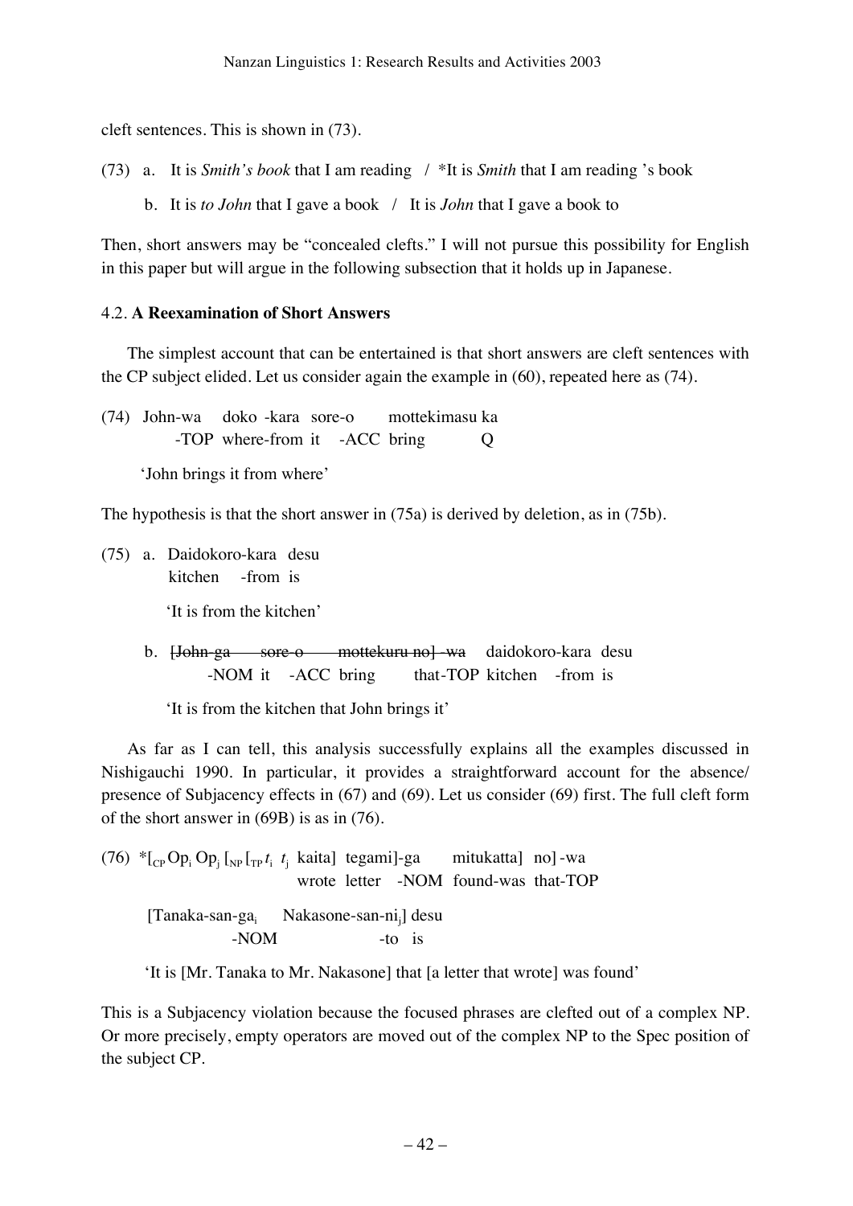cleft sentences. This is shown in (73).

(73) a. It is *Smith's book* that I am reading / *It is *Smith* that I am reading 's book

b. It is *to John* that I gave a book / It is *John* that I gave a book to

Then, short answers may be "concealed clefts." I will not pursue this possibility for English in this paper but will argue in the following subsection that it holds up in Japanese.

### 4.2. **A Reexamination of Short Answers**

The simplest account that can be entertained is that short answers are cleft sentences with the CP subject elided. Let us consider again the example in (60), repeated here as (74).

(74) John-wa doko -kara sore-o mottekimasu ka
-TOP where-from it -ACC bring Q

'John brings it from where'

The hypothesis is that the short answer in (75a) is derived by deletion, as in (75b).

(75) a. Daidokoro-kara desu
kitchen -from is

'It is from the kitchen'

b. ~~[John-ga sore-o mottekuru no] -wa~~ daidokoro-kara desu
-NOM it -ACC bring that-TOP kitchen -from is

'It is from the kitchen that John brings it'

As far as I can tell, this analysis successfully explains all the examples discussed in Nishigauchi 1990. In particular, it provides a straightforward account for the absence/ presence of Subjacency effects in (67) and (69). Let us consider (69) first. The full cleft form of the short answer in (69B) is as in (76).

(76) *[$_{CP}$ Op$_i$ Op$_j$ [$_{NP}$ [$_{TP}$ $t_i$ $t_j$ kaita] tegami]-ga mitukatta] no] -wa
wrote letter -NOM found-was that-TOP

[Tanaka-san-ga$_i$ Nakasone-san-ni$_j$] desu
-NOM -to is

'It is [Mr. Tanaka to Mr. Nakasone] that [a letter that wrote] was found'

This is a Subjacency violation because the focused phrases are clefted out of a complex NP. Or more precisely, empty operators are moved out of the complex NP to the Spec position of the subject CP.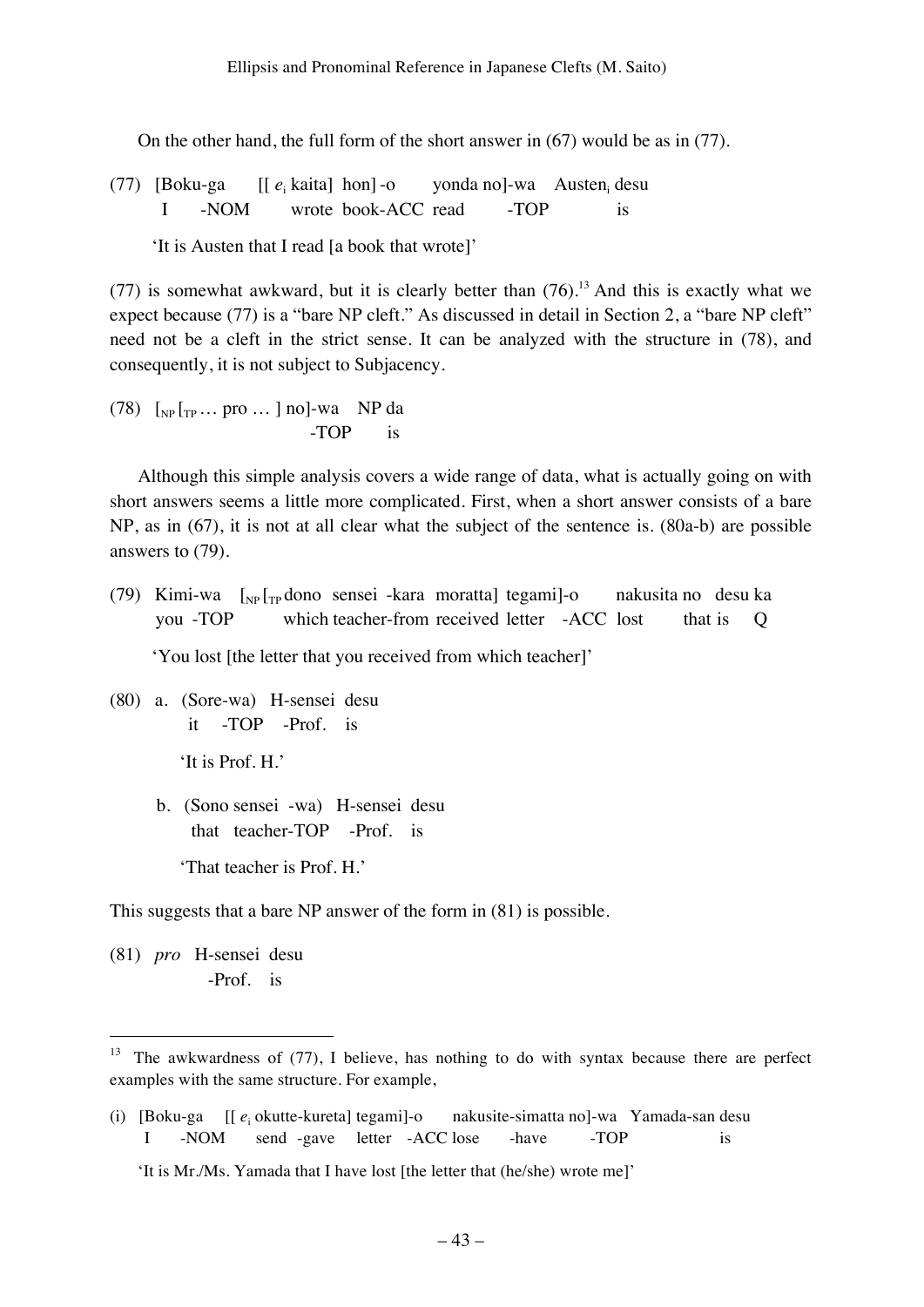On the other hand, the full form of the short answer in (67) would be as in (77).

(77) [Boku-ga [[ $e_i$ kaita] hon]-o yonda no]-wa Austen$_i$ desu
I -NOM wrote book-ACC read -TOP is

'It is Austen that I read [a book that wrote]'

(77) is somewhat awkward, but it is clearly better than (76).[13] And this is exactly what we expect because (77) is a "bare NP cleft." As discussed in detail in Section 2, a "bare NP cleft" need not be a cleft in the strict sense. It can be analyzed with the structure in (78), and consequently, it is not subject to Subjacency.

(78) [$_{NP}$ [$_{TP}$ … pro … ] no]-wa NP da
-TOP is

Although this simple analysis covers a wide range of data, what is actually going on with short answers seems a little more complicated. First, when a short answer consists of a bare NP, as in (67), it is not at all clear what the subject of the sentence is. (80a-b) are possible answers to (79).

(79) Kimi-wa [$_{NP}$ [$_{TP}$ dono sensei -kara moratta] tegami]-o nakusita no desu ka
you -TOP which teacher-from received letter -ACC lost that is Q

'You lost [the letter that you received from which teacher]'

(80) a. (Sore-wa) H-sensei desu
it -TOP -Prof. is

'It is Prof. H.'

b. (Sono sensei -wa) H-sensei desu
that teacher-TOP -Prof. is

'That teacher is Prof. H.'

This suggests that a bare NP answer of the form in (81) is possible.

(81) *pro* H-sensei desu
-Prof. is

---

[13] The awkwardness of (77), I believe, has nothing to do with syntax because there are perfect examples with the same structure. For example,

(i) [Boku-ga [[ $e_i$ okutte-kureta] tegami]-o nakusite-simatta no]-wa Yamada-san desu
I -NOM send -gave letter -ACC lose -have -TOP is

'It is Mr./Ms. Yamada that I have lost [the letter that (he/she) wrote me]'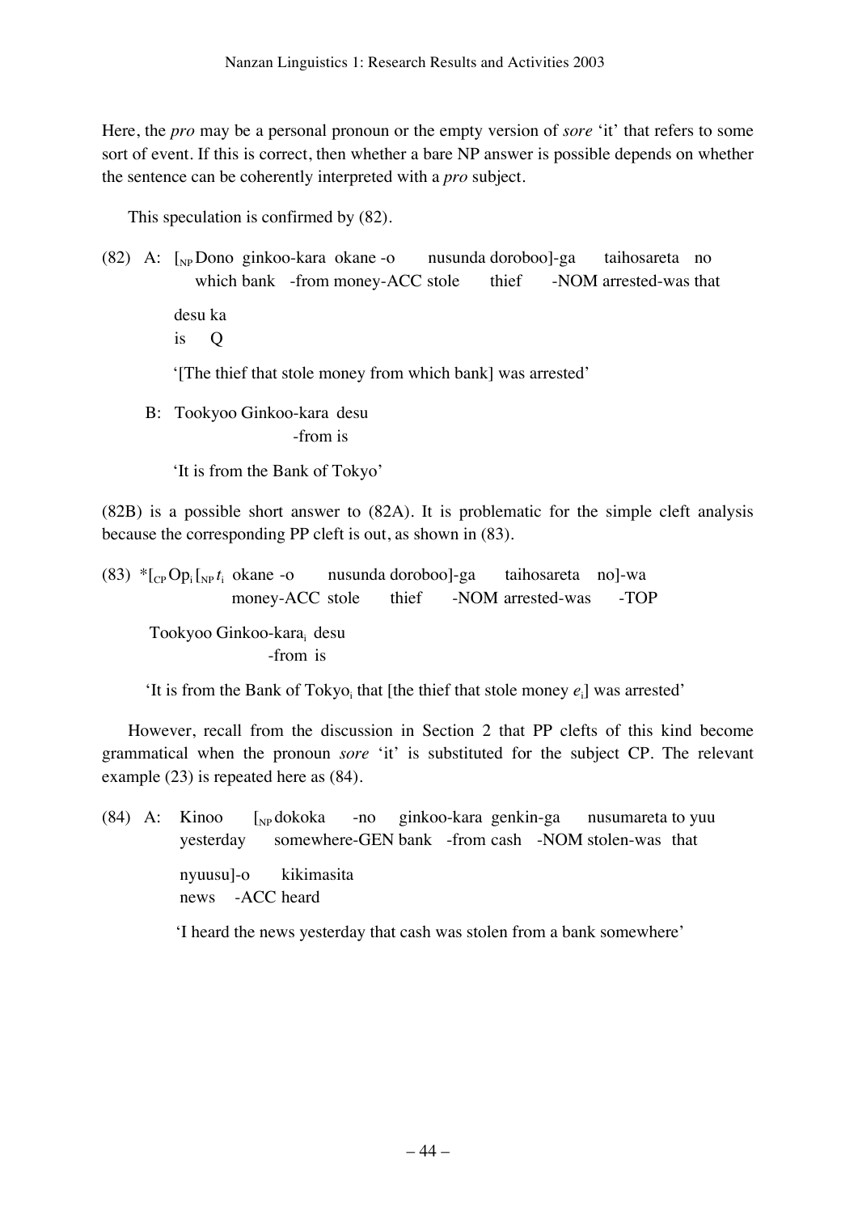Here, the *pro* may be a personal pronoun or the empty version of *sore* 'it' that refers to some sort of event. If this is correct, then whether a bare NP answer is possible depends on whether the sentence can be coherently interpreted with a *pro* subject.

This speculation is confirmed by (82).

(82) A: [$_{NP}$ Dono ginkoo-kara okane -o nusunda doroboo]-ga taihosareta no
which bank -from money-ACC stole thief -NOM arrested-was that

desu ka
is Q

'[The thief that stole money from which bank] was arrested'

B: Tookyoo Ginkoo-kara desu
-from is

'It is from the Bank of Tokyo'

(82B) is a possible short answer to (82A). It is problematic for the simple cleft analysis because the corresponding PP cleft is out, as shown in (83).

(83) *[$_{CP}$ Op$_i$ [$_{NP}$ $t_i$ okane -o nusunda doroboo]-ga taihosareta no]-wa
money-ACC stole thief -NOM arrested-was -TOP

Tookyoo Ginkoo-kara$_i$ desu
-from is

'It is from the Bank of Tokyo$_i$ that [the thief that stole money $e_i$] was arrested'

However, recall from the discussion in Section 2 that PP clefts of this kind become grammatical when the pronoun *sore* 'it' is substituted for the subject CP. The relevant example (23) is repeated here as (84).

(84) A: Kinoo [$_{NP}$ dokoka -no ginkoo-kara genkin-ga nusumareta to yuu
yesterday somewhere-GEN bank -from cash -NOM stolen-was that

nyuusu]-o kikimasita
news -ACC heard

'I heard the news yesterday that cash was stolen from a bank somewhere'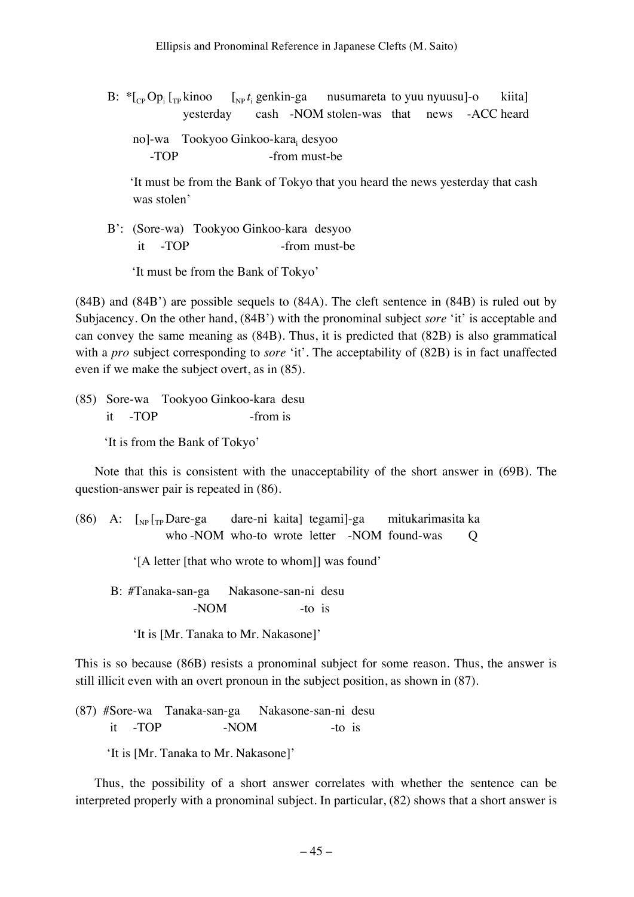B: *[$_{CP}$ Op$_i$ [$_{TP}$ kinoo  [$_{NP}$ $t_i$ genkin-ga  nusumareta to yuu nyuusu]-o  kiita]
 yesterday  cash -NOM stolen-was that news -ACC heard

no]-wa  Tookyoo Ginkoo-kara$_i$ desyoo
 -TOP  -from must-be

'It must be from the Bank of Tokyo that you heard the news yesterday that cash was stolen'

B': (Sore-wa) Tookyoo Ginkoo-kara desyoo
 it -TOP  -from must-be

'It must be from the Bank of Tokyo'

(84B) and (84B') are possible sequels to (84A). The cleft sentence in (84B) is ruled out by Subjacency. On the other hand, (84B') with the pronominal subject *sore* 'it' is acceptable and can convey the same meaning as (84B). Thus, it is predicted that (82B) is also grammatical with a *pro* subject corresponding to *sore* 'it'. The acceptability of (82B) is in fact unaffected even if we make the subject overt, as in (85).

(85) Sore-wa Tookyoo Ginkoo-kara desu
 it -TOP  -from is

'It is from the Bank of Tokyo'

Note that this is consistent with the unacceptability of the short answer in (69B). The question-answer pair is repeated in (86).

(86) A: [$_{NP}$ [$_{TP}$ Dare-ga  dare-ni kaita] tegami]-ga  mitukarimasita ka
 who -NOM who-to wrote letter -NOM found-was  Q

'[A letter [that who wrote to whom]] was found'

B: #Tanaka-san-ga  Nakasone-san-ni desu
 -NOM  -to is

'It is [Mr. Tanaka to Mr. Nakasone]'

This is so because (86B) resists a pronominal subject for some reason. Thus, the answer is still illicit even with an overt pronoun in the subject position, as shown in (87).

(87) #Sore-wa Tanaka-san-ga  Nakasone-san-ni desu
 it -TOP  -NOM  -to is

'It is [Mr. Tanaka to Mr. Nakasone]'

Thus, the possibility of a short answer correlates with whether the sentence can be interpreted properly with a pronominal subject. In particular, (82) shows that a short answer is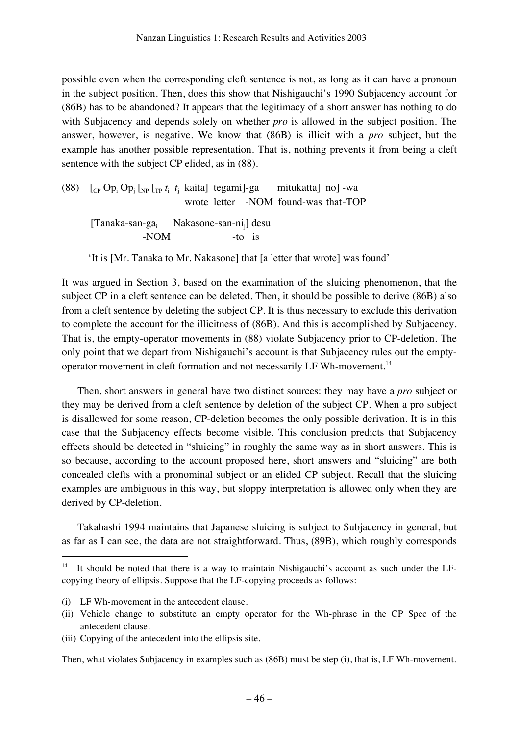possible even when the corresponding cleft sentence is not, as long as it can have a pronoun in the subject position. Then, does this show that Nishigauchi's 1990 Subjacency account for (86B) has to be abandoned? It appears that the legitimacy of a short answer has nothing to do with Subjacency and depends solely on whether *pro* is allowed in the subject position. The answer, however, is negative. We know that (86B) is illicit with a *pro* subject, but the example has another possible representation. That is, nothing prevents it from being a cleft sentence with the subject CP elided, as in (88).

(88) ~~[$_{CP}$ Op$_i$ Op$_j$ [$_{NP}$ [$_{TP}$ $t_i$ $t_j$ kaita] tegami]-ga mitukatta] no] -wa~~
wrote letter -NOM found-was that-TOP

[Tanaka-san-ga$_i$ Nakasone-san-ni$_j$] desu
-NOM -to is

'It is [Mr. Tanaka to Mr. Nakasone] that [a letter that wrote] was found'

It was argued in Section 3, based on the examination of the sluicing phenomenon, that the subject CP in a cleft sentence can be deleted. Then, it should be possible to derive (86B) also from a cleft sentence by deleting the subject CP. It is thus necessary to exclude this derivation to complete the account for the illicitness of (86B). And this is accomplished by Subjacency. That is, the empty-operator movements in (88) violate Subjacency prior to CP-deletion. The only point that we depart from Nishigauchi's account is that Subjacency rules out the empty-operator movement in cleft formation and not necessarily LF Wh-movement.[14]

Then, short answers in general have two distinct sources: they may have a *pro* subject or they may be derived from a cleft sentence by deletion of the subject CP. When a pro subject is disallowed for some reason, CP-deletion becomes the only possible derivation. It is in this case that the Subjacency effects become visible. This conclusion predicts that Subjacency effects should be detected in "sluicing" in roughly the same way as in short answers. This is so because, according to the account proposed here, short answers and "sluicing" are both concealed clefts with a pronominal subject or an elided CP subject. Recall that the sluicing examples are ambiguous in this way, but sloppy interpretation is allowed only when they are derived by CP-deletion.

Takahashi 1994 maintains that Japanese sluicing is subject to Subjacency in general, but as far as I can see, the data are not straightforward. Thus, (89B), which roughly corresponds

---

[14] It should be noted that there is a way to maintain Nishigauchi's account as such under the LF-copying theory of ellipsis. Suppose that the LF-copying proceeds as follows:

(i) LF Wh-movement in the antecedent clause.
(ii) Vehicle change to substitute an empty operator for the Wh-phrase in the CP Spec of the antecedent clause.
(iii) Copying of the antecedent into the ellipsis site.

Then, what violates Subjacency in examples such as (86B) must be step (i), that is, LF Wh-movement.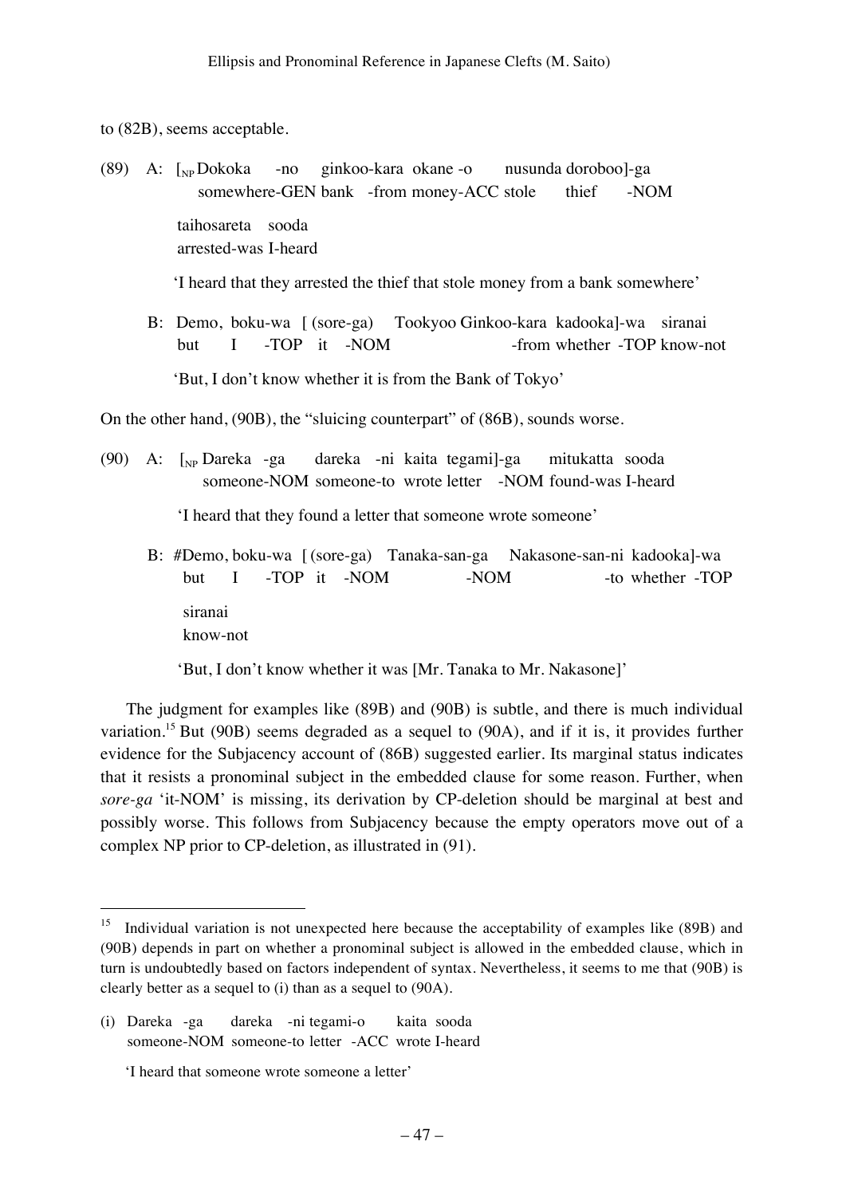to (82B), seems acceptable.

(89) A: [$_{NP}$ Dokoka -no ginkoo-kara okane -o nusunda doroboo]-ga
somewhere-GEN bank -from money-ACC stole thief -NOM

taihosareta sooda
arrested-was I-heard

'I heard that they arrested the thief that stole money from a bank somewhere'

B: Demo, boku-wa [ (sore-ga) Tookyoo Ginkoo-kara kadooka]-wa siranai
but I -TOP it -NOM -from whether -TOP know-not

'But, I don't know whether it is from the Bank of Tokyo'

On the other hand, (90B), the "sluicing counterpart" of (86B), sounds worse.

(90) A: [$_{NP}$ Dareka -ga dareka -ni kaita tegami]-ga mitukatta sooda
someone-NOM someone-to wrote letter -NOM found-was I-heard

'I heard that they found a letter that someone wrote someone'

B: #Demo, boku-wa [ (sore-ga) Tanaka-san-ga Nakasone-san-ni kadooka]-wa
but I -TOP it -NOM -NOM -to whether -TOP

siranai
know-not

'But, I don't know whether it was [Mr. Tanaka to Mr. Nakasone]'

The judgment for examples like (89B) and (90B) is subtle, and there is much individual variation.[15] But (90B) seems degraded as a sequel to (90A), and if it is, it provides further evidence for the Subjacency account of (86B) suggested earlier. Its marginal status indicates that it resists a pronominal subject in the embedded clause for some reason. Further, when *sore-ga* 'it-NOM' is missing, its derivation by CP-deletion should be marginal at best and possibly worse. This follows from Subjacency because the empty operators move out of a complex NP prior to CP-deletion, as illustrated in (91).

---

[15] Individual variation is not unexpected here because the acceptability of examples like (89B) and (90B) depends in part on whether a pronominal subject is allowed in the embedded clause, which in turn is undoubtedly based on factors independent of syntax. Nevertheless, it seems to me that (90B) is clearly better as a sequel to (i) than as a sequel to (90A).

(i) Dareka -ga dareka -ni tegami-o kaita sooda
someone-NOM someone-to letter -ACC wrote I-heard

'I heard that someone wrote someone a letter'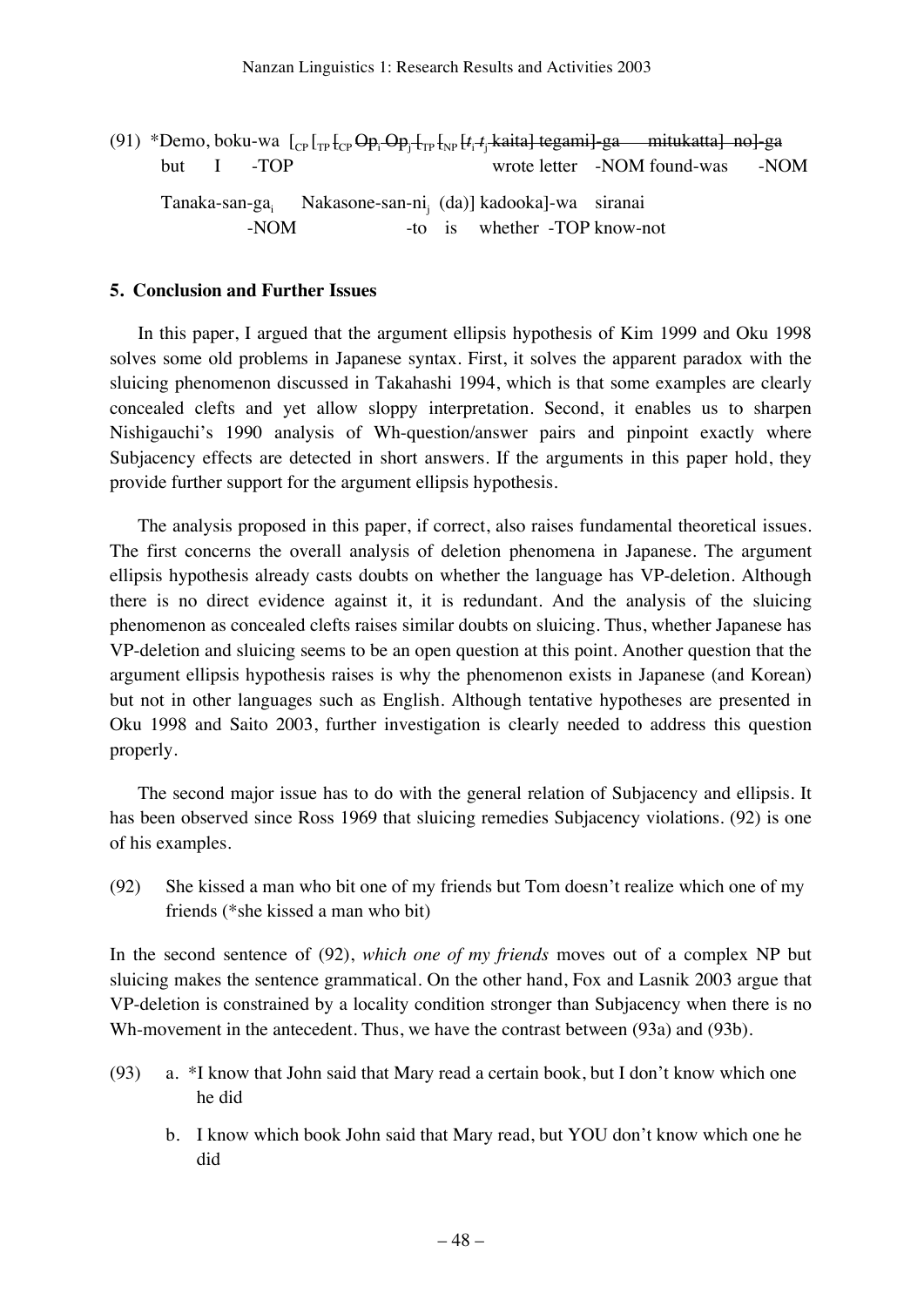(91) *Demo, boku-wa [$_{CP}$ [$_{TP}$ [$_{CP}$ ~~Op$_i$ Op$_j$ [$_{TP}$ [$_{NP}$ [$t_i$ $t_j$ kaita] tegami]-ga mitukatta] no]-ga~~
 but I -TOP wrote letter -NOM found-was -NOM

 Tanaka-san-ga$_i$ Nakasone-san-ni$_j$ (da)] kadooka]-wa siranai
 -NOM -to is whether -TOP know-not

### 5. Conclusion and Further Issues

In this paper, I argued that the argument ellipsis hypothesis of Kim 1999 and Oku 1998 solves some old problems in Japanese syntax. First, it solves the apparent paradox with the sluicing phenomenon discussed in Takahashi 1994, which is that some examples are clearly concealed clefts and yet allow sloppy interpretation. Second, it enables us to sharpen Nishigauchi's 1990 analysis of Wh-question/answer pairs and pinpoint exactly where Subjacency effects are detected in short answers. If the arguments in this paper hold, they provide further support for the argument ellipsis hypothesis.

The analysis proposed in this paper, if correct, also raises fundamental theoretical issues. The first concerns the overall analysis of deletion phenomena in Japanese. The argument ellipsis hypothesis already casts doubts on whether the language has VP-deletion. Although there is no direct evidence against it, it is redundant. And the analysis of the sluicing phenomenon as concealed clefts raises similar doubts on sluicing. Thus, whether Japanese has VP-deletion and sluicing seems to be an open question at this point. Another question that the argument ellipsis hypothesis raises is why the phenomenon exists in Japanese (and Korean) but not in other languages such as English. Although tentative hypotheses are presented in Oku 1998 and Saito 2003, further investigation is clearly needed to address this question properly.

The second major issue has to do with the general relation of Subjacency and ellipsis. It has been observed since Ross 1969 that sluicing remedies Subjacency violations. (92) is one of his examples.

(92) She kissed a man who bit one of my friends but Tom doesn't realize which one of my friends (*she kissed a man who bit)

In the second sentence of (92), *which one of my friends* moves out of a complex NP but sluicing makes the sentence grammatical. On the other hand, Fox and Lasnik 2003 argue that VP-deletion is constrained by a locality condition stronger than Subjacency when there is no Wh-movement in the antecedent. Thus, we have the contrast between (93a) and (93b).

(93) a. *I know that John said that Mary read a certain book, but I don't know which one he did

 b. I know which book John said that Mary read, but YOU don't know which one he did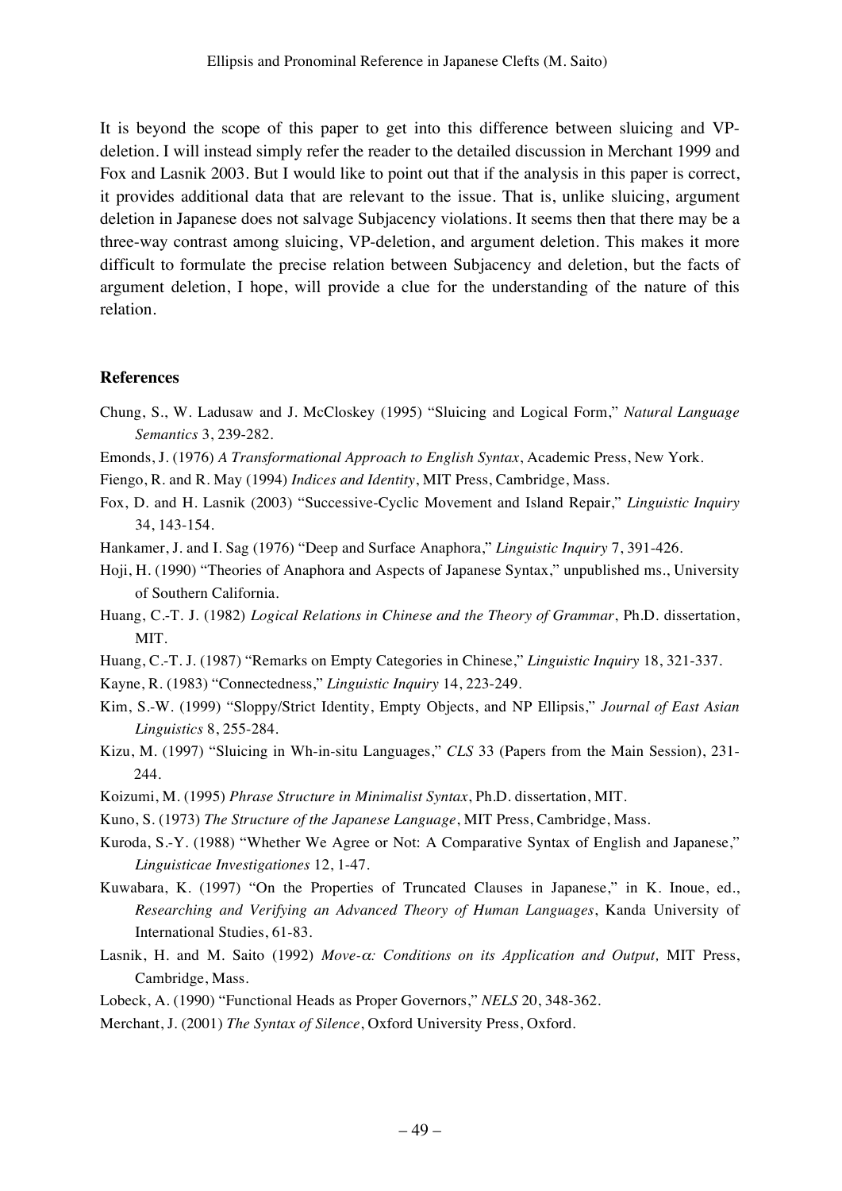It is beyond the scope of this paper to get into this difference between sluicing and VP-deletion. I will instead simply refer the reader to the detailed discussion in Merchant 1999 and Fox and Lasnik 2003. But I would like to point out that if the analysis in this paper is correct, it provides additional data that are relevant to the issue. That is, unlike sluicing, argument deletion in Japanese does not salvage Subjacency violations. It seems then that there may be a three-way contrast among sluicing, VP-deletion, and argument deletion. This makes it more difficult to formulate the precise relation between Subjacency and deletion, but the facts of argument deletion, I hope, will provide a clue for the understanding of the nature of this relation.

## References

Chung, S., W. Ladusaw and J. McCloskey (1995) "Sluicing and Logical Form," *Natural Language Semantics* 3, 239-282.

Emonds, J. (1976) *A Transformational Approach to English Syntax*, Academic Press, New York.

Fiengo, R. and R. May (1994) *Indices and Identity*, MIT Press, Cambridge, Mass.

Fox, D. and H. Lasnik (2003) "Successive-Cyclic Movement and Island Repair," *Linguistic Inquiry* 34, 143-154.

Hankamer, J. and I. Sag (1976) "Deep and Surface Anaphora," *Linguistic Inquiry* 7, 391-426.

Hoji, H. (1990) "Theories of Anaphora and Aspects of Japanese Syntax," unpublished ms., University of Southern California.

Huang, C.-T. J. (1982) *Logical Relations in Chinese and the Theory of Grammar*, Ph.D. dissertation, MIT.

Huang, C.-T. J. (1987) "Remarks on Empty Categories in Chinese," *Linguistic Inquiry* 18, 321-337.

Kayne, R. (1983) "Connectedness," *Linguistic Inquiry* 14, 223-249.

Kim, S.-W. (1999) "Sloppy/Strict Identity, Empty Objects, and NP Ellipsis," *Journal of East Asian Linguistics* 8, 255-284.

Kizu, M. (1997) "Sluicing in Wh-in-situ Languages," *CLS* 33 (Papers from the Main Session), 231-244.

Koizumi, M. (1995) *Phrase Structure in Minimalist Syntax*, Ph.D. dissertation, MIT.

Kuno, S. (1973) *The Structure of the Japanese Language*, MIT Press, Cambridge, Mass.

Kuroda, S.-Y. (1988) "Whether We Agree or Not: A Comparative Syntax of English and Japanese," *Linguisticae Investigationes* 12, 1-47.

Kuwabara, K. (1997) "On the Properties of Truncated Clauses in Japanese," in K. Inoue, ed., *Researching and Verifying an Advanced Theory of Human Languages*, Kanda University of International Studies, 61-83.

Lasnik, H. and M. Saito (1992) *Move-α: Conditions on its Application and Output,* MIT Press, Cambridge, Mass.

Lobeck, A. (1990) "Functional Heads as Proper Governors," *NELS* 20, 348-362.

Merchant, J. (2001) *The Syntax of Silence*, Oxford University Press, Oxford.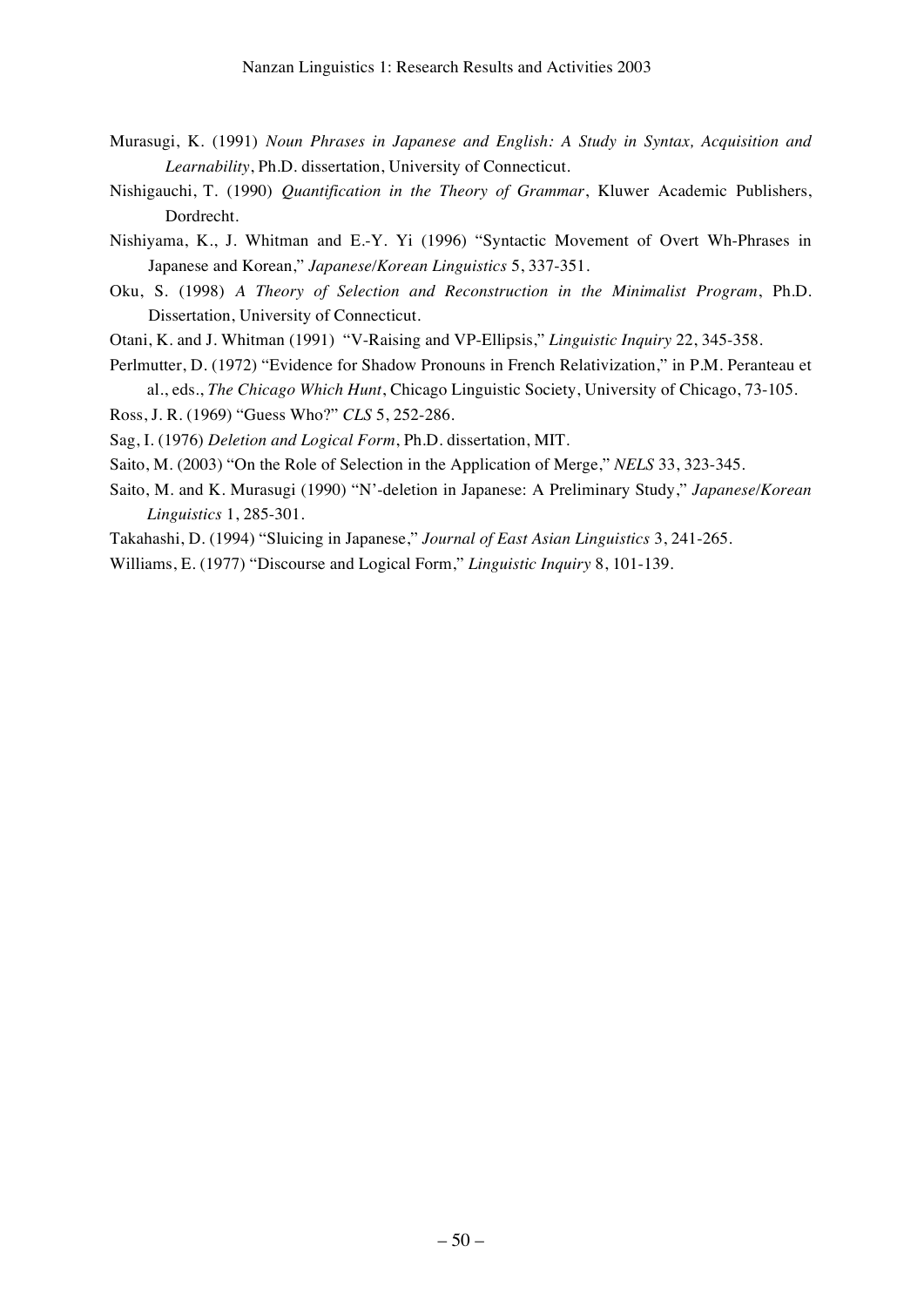Murasugi, K. (1991) *Noun Phrases in Japanese and English: A Study in Syntax, Acquisition and Learnability*, Ph.D. dissertation, University of Connecticut.

Nishigauchi, T. (1990) *Quantification in the Theory of Grammar*, Kluwer Academic Publishers, Dordrecht.

Nishiyama, K., J. Whitman and E.-Y. Yi (1996) "Syntactic Movement of Overt Wh-Phrases in Japanese and Korean," *Japanese/Korean Linguistics* 5, 337-351.

Oku, S. (1998) *A Theory of Selection and Reconstruction in the Minimalist Program*, Ph.D. Dissertation, University of Connecticut.

Otani, K. and J. Whitman (1991) "V-Raising and VP-Ellipsis," *Linguistic Inquiry* 22, 345-358.

Perlmutter, D. (1972) "Evidence for Shadow Pronouns in French Relativization," in P.M. Peranteau et al., eds., *The Chicago Which Hunt*, Chicago Linguistic Society, University of Chicago, 73-105.

Ross, J. R. (1969) "Guess Who?" *CLS* 5, 252-286.

Sag, I. (1976) *Deletion and Logical Form*, Ph.D. dissertation, MIT.

Saito, M. (2003) "On the Role of Selection in the Application of Merge," *NELS* 33, 323-345.

Saito, M. and K. Murasugi (1990) "N'-deletion in Japanese: A Preliminary Study," *Japanese/Korean Linguistics* 1, 285-301.

Takahashi, D. (1994) "Sluicing in Japanese," *Journal of East Asian Linguistics* 3, 241-265.

Williams, E. (1977) "Discourse and Logical Form," *Linguistic Inquiry* 8, 101-139.